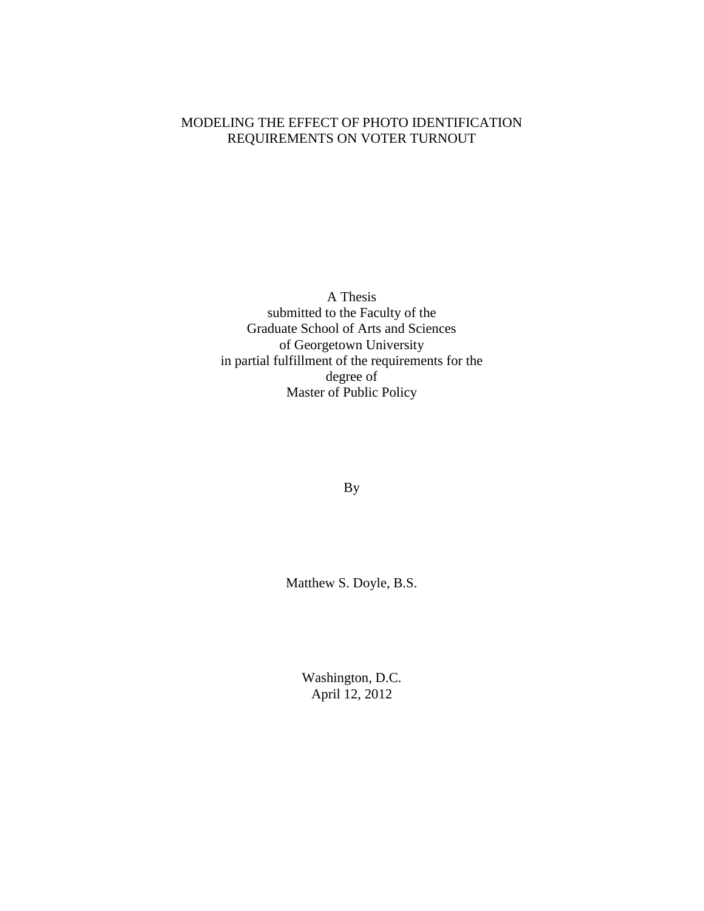# MODELING THE EFFECT OF PHOTO IDENTIFICATION REQUIREMENTS ON VOTER TURNOUT

A Thesis
submitted to the Faculty of the
Graduate School of Arts and Sciences
of Georgetown University
in partial fulfillment of the requirements for the
degree of
Master of Public Policy

By

Matthew S. Doyle, B.S.

Washington, D.C.
April 12, 2012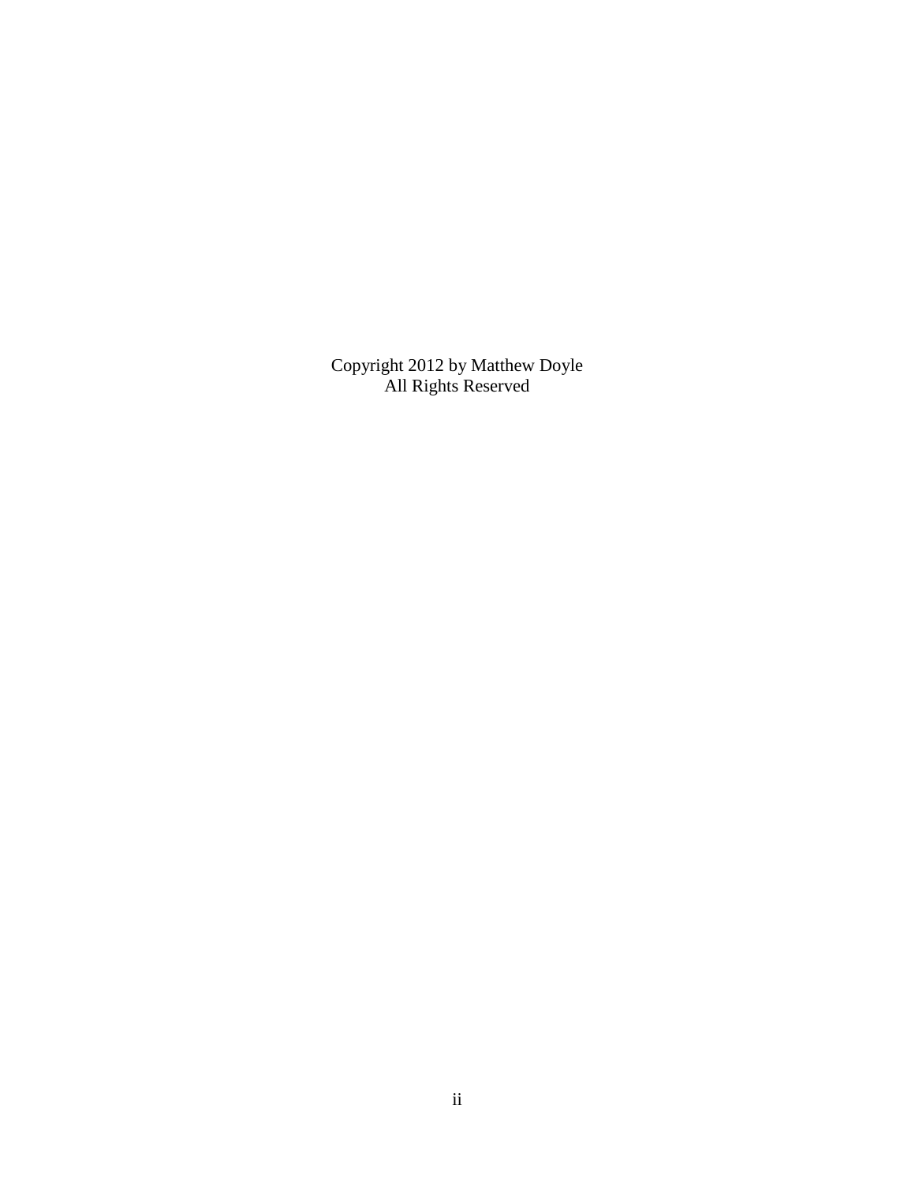Copyright 2012 by Matthew Doyle
All Rights Reserved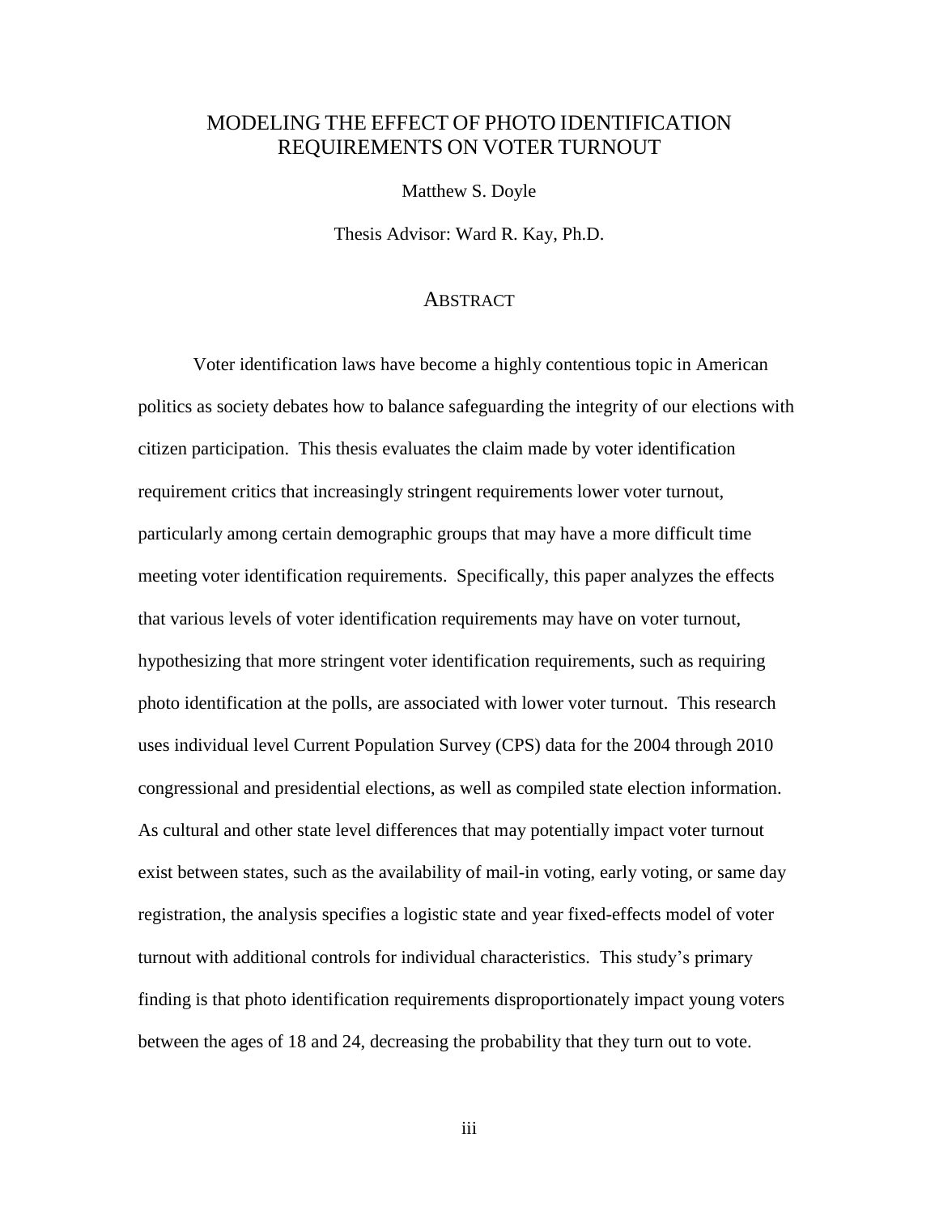# MODELING THE EFFECT OF PHOTO IDENTIFICATION REQUIREMENTS ON VOTER TURNOUT

Matthew S. Doyle

Thesis Advisor: Ward R. Kay, Ph.D.

## ABSTRACT

Voter identification laws have become a highly contentious topic in American politics as society debates how to balance safeguarding the integrity of our elections with citizen participation. This thesis evaluates the claim made by voter identification requirement critics that increasingly stringent requirements lower voter turnout, particularly among certain demographic groups that may have a more difficult time meeting voter identification requirements. Specifically, this paper analyzes the effects that various levels of voter identification requirements may have on voter turnout, hypothesizing that more stringent voter identification requirements, such as requiring photo identification at the polls, are associated with lower voter turnout. This research uses individual level Current Population Survey (CPS) data for the 2004 through 2010 congressional and presidential elections, as well as compiled state election information. As cultural and other state level differences that may potentially impact voter turnout exist between states, such as the availability of mail-in voting, early voting, or same day registration, the analysis specifies a logistic state and year fixed-effects model of voter turnout with additional controls for individual characteristics. This study's primary finding is that photo identification requirements disproportionately impact young voters between the ages of 18 and 24, decreasing the probability that they turn out to vote.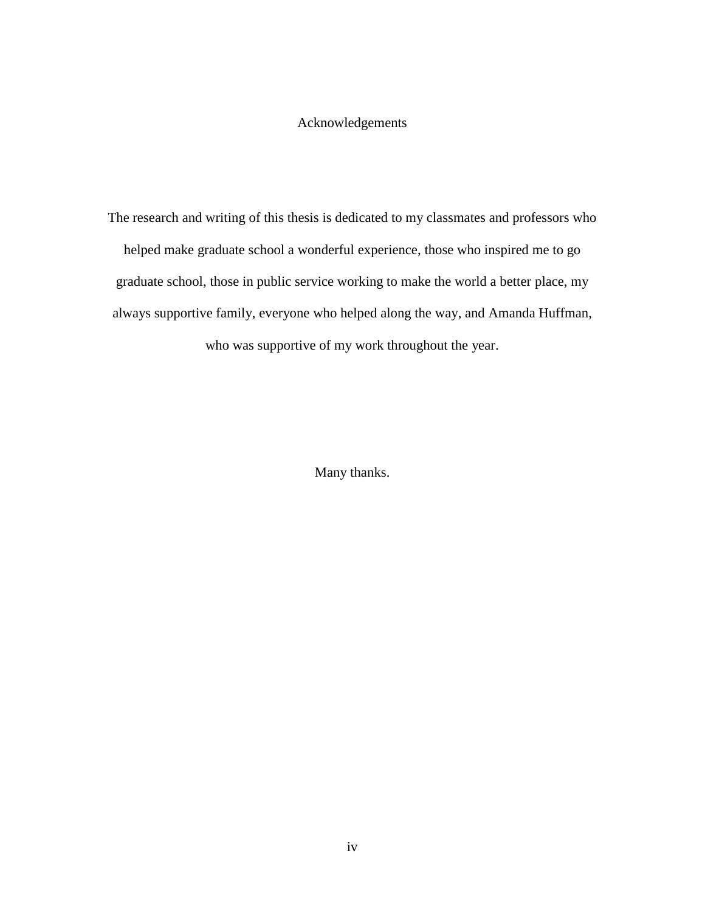# Acknowledgements

The research and writing of this thesis is dedicated to my classmates and professors who helped make graduate school a wonderful experience, those who inspired me to go graduate school, those in public service working to make the world a better place, my always supportive family, everyone who helped along the way, and Amanda Huffman, who was supportive of my work throughout the year.

Many thanks.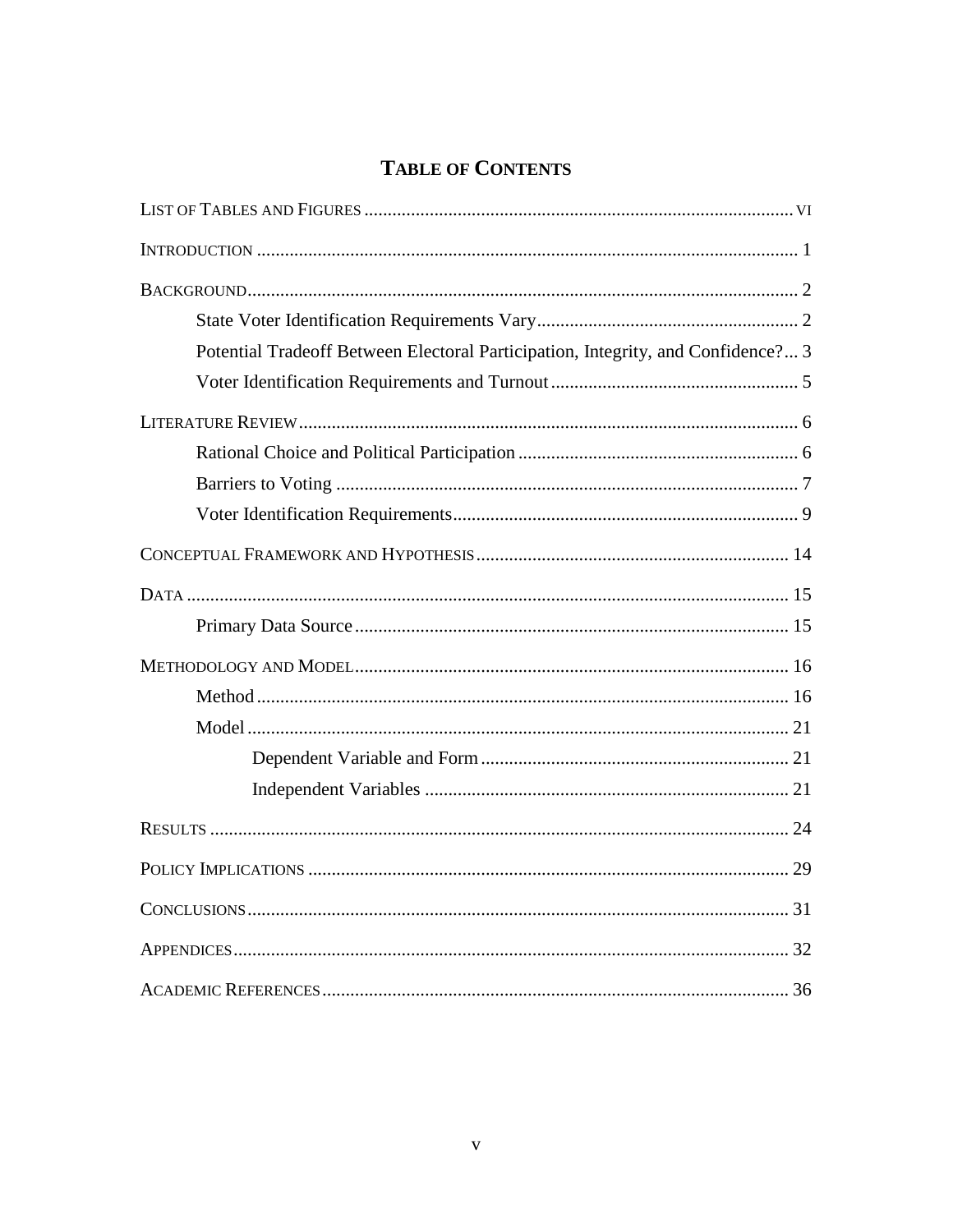# Table of Contents

| | |
|---|---|
| LIST OF TABLES AND FIGURES | VI |
| INTRODUCTION | 1 |
| BACKGROUND | 2 |
| State Voter Identification Requirements Vary | 2 |
| Potential Tradeoff Between Electoral Participation, Integrity, and Confidence? | 3 |
| Voter Identification Requirements and Turnout | 5 |
| LITERATURE REVIEW | 6 |
| Rational Choice and Political Participation | 6 |
| Barriers to Voting | 7 |
| Voter Identification Requirements | 9 |
| CONCEPTUAL FRAMEWORK AND HYPOTHESIS | 14 |
| DATA | 15 |
| Primary Data Source | 15 |
| METHODOLOGY AND MODEL | 16 |
| Method | 16 |
| Model | 21 |
| Dependent Variable and Form | 21 |
| Independent Variables | 21 |
| RESULTS | 24 |
| POLICY IMPLICATIONS | 29 |
| CONCLUSIONS | 31 |
| APPENDICES | 32 |
| ACADEMIC REFERENCES | 36 |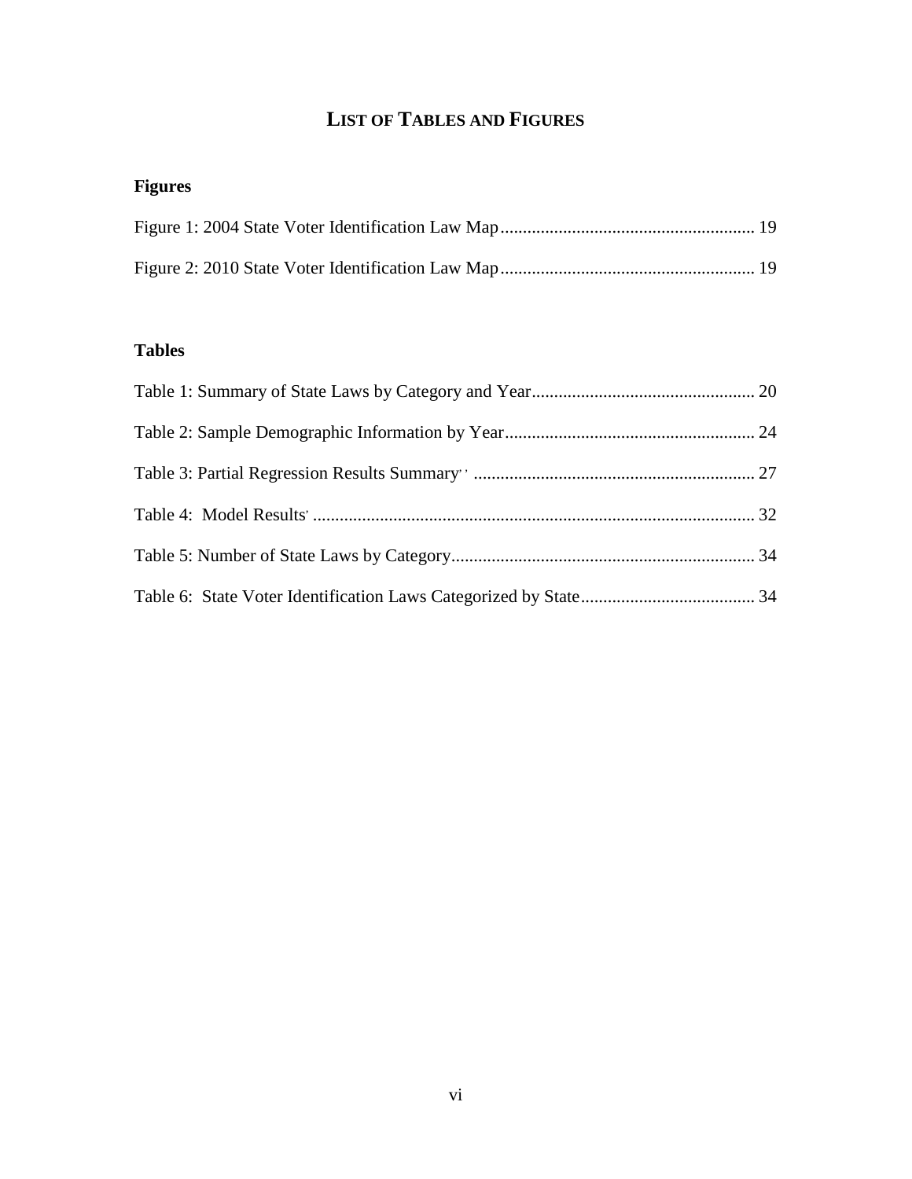# LIST OF TABLES AND FIGURES

## Figures

Figure 1: 2004 State Voter Identification Law Map ........................................................ 19

Figure 2: 2010 State Voter Identification Law Map ........................................................ 19

## Tables

Table 1: Summary of State Laws by Category and Year .................................................. 20

Table 2: Sample Demographic Information by Year ........................................................ 24

Table 3: Partial Regression Results Summary' ' .............................................................. 27

Table 4: Model Results' ................................................................................................. 32

Table 5: Number of State Laws by Category .................................................................. 34

Table 6: State Voter Identification Laws Categorized by State ...................................... 34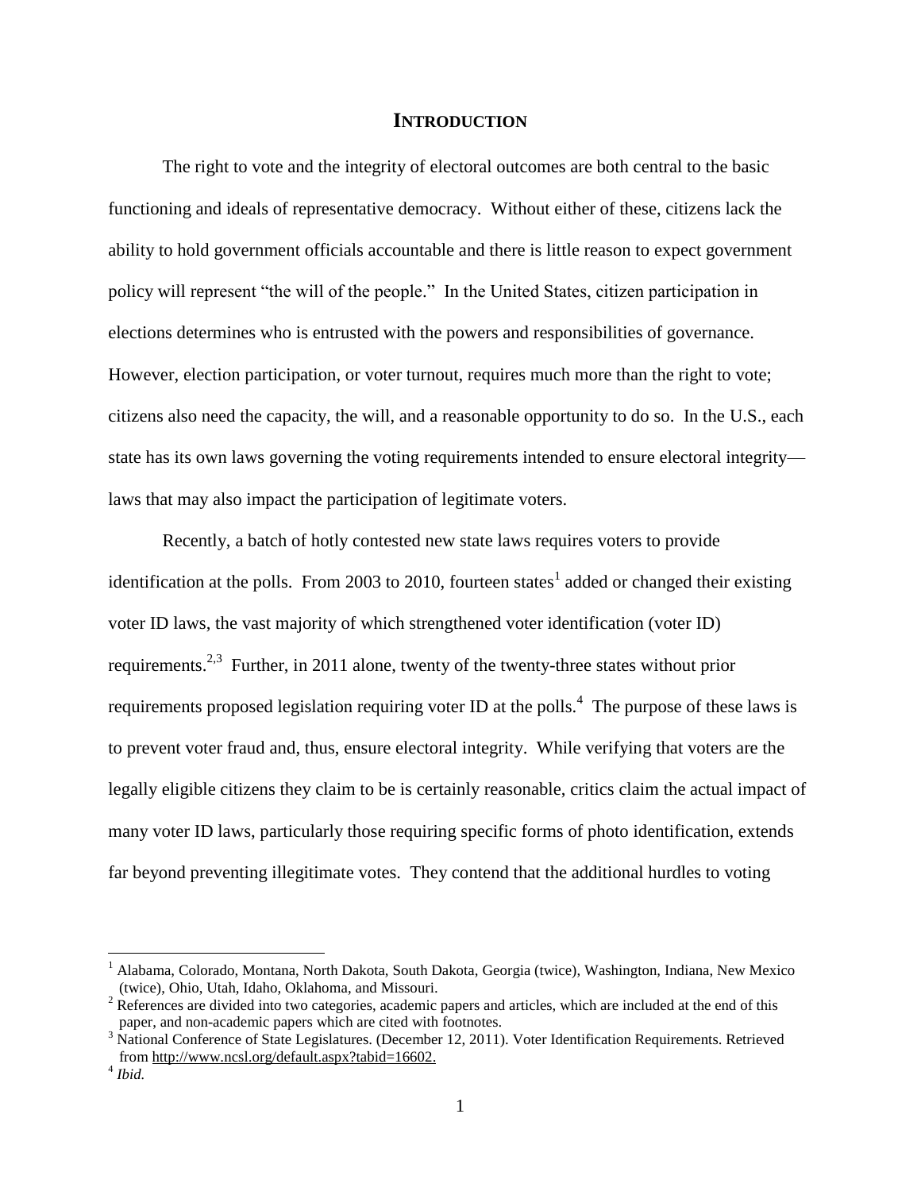# Introduction

The right to vote and the integrity of electoral outcomes are both central to the basic functioning and ideals of representative democracy. Without either of these, citizens lack the ability to hold government officials accountable and there is little reason to expect government policy will represent "the will of the people." In the United States, citizen participation in elections determines who is entrusted with the powers and responsibilities of governance. However, election participation, or voter turnout, requires much more than the right to vote; citizens also need the capacity, the will, and a reasonable opportunity to do so. In the U.S., each state has its own laws governing the voting requirements intended to ensure electoral integrity—laws that may also impact the participation of legitimate voters.

Recently, a batch of hotly contested new state laws requires voters to provide identification at the polls. From 2003 to 2010, fourteen states[1] added or changed their existing voter ID laws, the vast majority of which strengthened voter identification (voter ID) requirements.[2,3] Further, in 2011 alone, twenty of the twenty-three states without prior requirements proposed legislation requiring voter ID at the polls.[4] The purpose of these laws is to prevent voter fraud and, thus, ensure electoral integrity. While verifying that voters are the legally eligible citizens they claim to be is certainly reasonable, critics claim the actual impact of many voter ID laws, particularly those requiring specific forms of photo identification, extends far beyond preventing illegitimate votes. They contend that the additional hurdles to voting

---

[1] Alabama, Colorado, Montana, North Dakota, South Dakota, Georgia (twice), Washington, Indiana, New Mexico (twice), Ohio, Utah, Idaho, Oklahoma, and Missouri.

[2] References are divided into two categories, academic papers and articles, which are included at the end of this paper, and non-academic papers which are cited with footnotes.

[3] National Conference of State Legislatures. (December 12, 2011). Voter Identification Requirements. Retrieved from http://www.ncsl.org/default.aspx?tabid=16602.

[4] *Ibid.*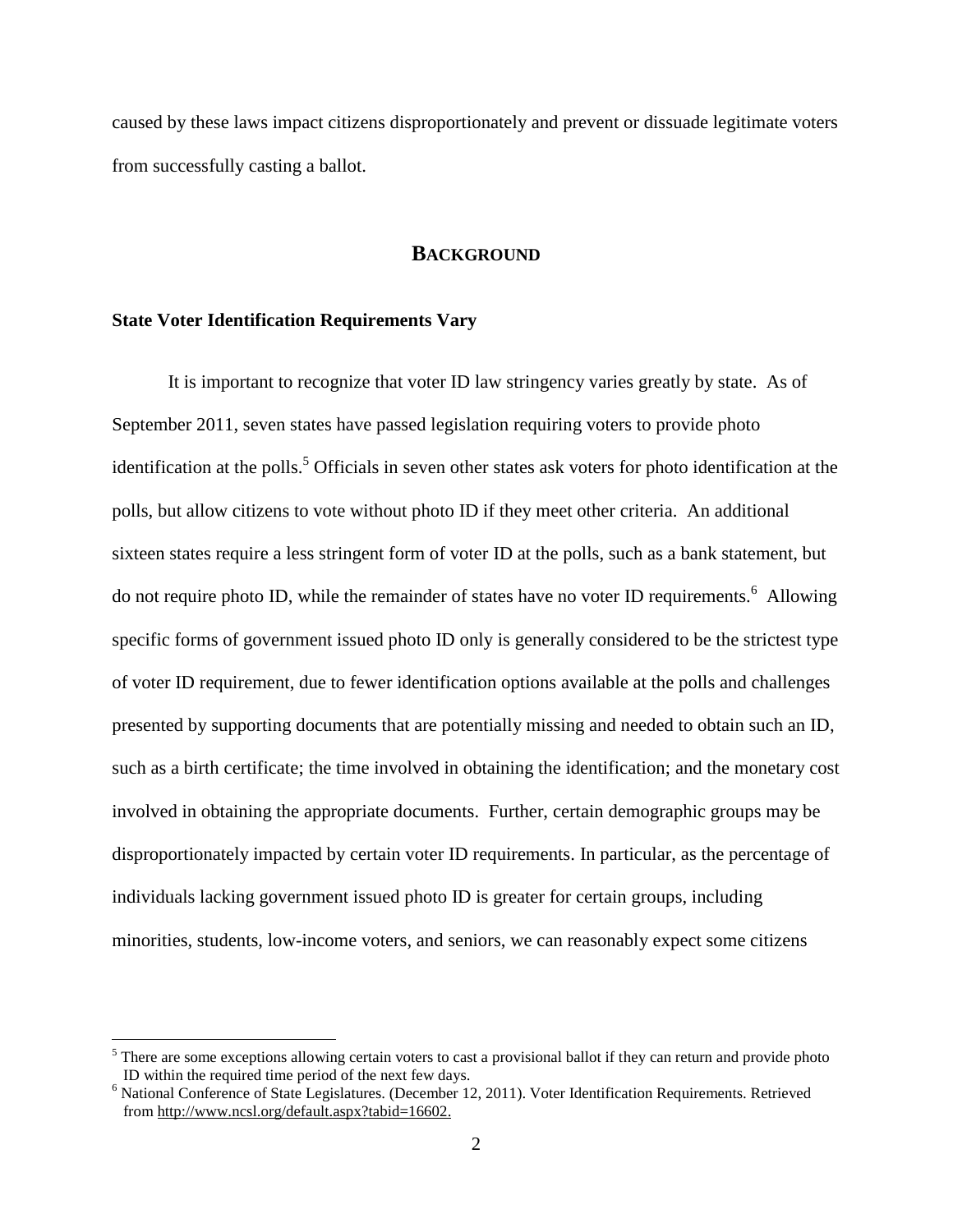caused by these laws impact citizens disproportionately and prevent or dissuade legitimate voters from successfully casting a ballot.

## BACKGROUND

### State Voter Identification Requirements Vary

It is important to recognize that voter ID law stringency varies greatly by state. As of September 2011, seven states have passed legislation requiring voters to provide photo identification at the polls.[5] Officials in seven other states ask voters for photo identification at the polls, but allow citizens to vote without photo ID if they meet other criteria. An additional sixteen states require a less stringent form of voter ID at the polls, such as a bank statement, but do not require photo ID, while the remainder of states have no voter ID requirements.[6] Allowing specific forms of government issued photo ID only is generally considered to be the strictest type of voter ID requirement, due to fewer identification options available at the polls and challenges presented by supporting documents that are potentially missing and needed to obtain such an ID, such as a birth certificate; the time involved in obtaining the identification; and the monetary cost involved in obtaining the appropriate documents. Further, certain demographic groups may be disproportionately impacted by certain voter ID requirements. In particular, as the percentage of individuals lacking government issued photo ID is greater for certain groups, including minorities, students, low-income voters, and seniors, we can reasonably expect some citizens

---

[5] There are some exceptions allowing certain voters to cast a provisional ballot if they can return and provide photo ID within the required time period of the next few days.

[6] National Conference of State Legislatures. (December 12, 2011). Voter Identification Requirements. Retrieved from http://www.ncsl.org/default.aspx?tabid=16602.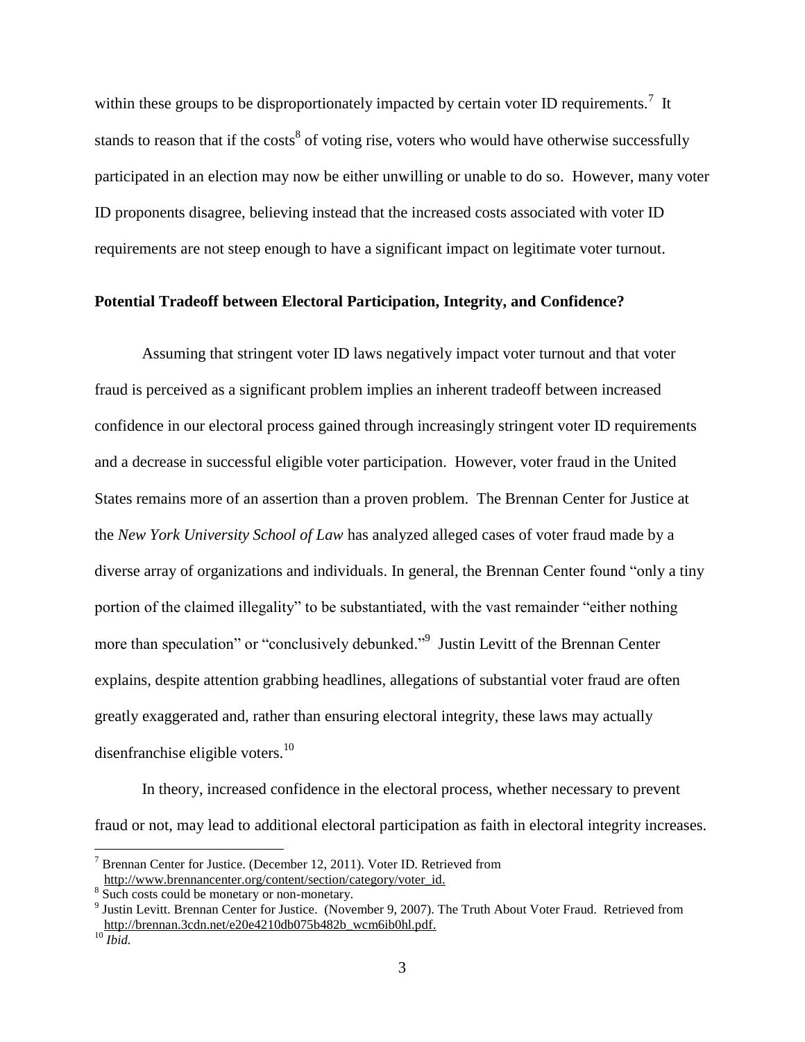within these groups to be disproportionately impacted by certain voter ID requirements.[7] It stands to reason that if the costs[8] of voting rise, voters who would have otherwise successfully participated in an election may now be either unwilling or unable to do so. However, many voter ID proponents disagree, believing instead that the increased costs associated with voter ID requirements are not steep enough to have a significant impact on legitimate voter turnout.

**Potential Tradeoff between Electoral Participation, Integrity, and Confidence?**

Assuming that stringent voter ID laws negatively impact voter turnout and that voter fraud is perceived as a significant problem implies an inherent tradeoff between increased confidence in our electoral process gained through increasingly stringent voter ID requirements and a decrease in successful eligible voter participation. However, voter fraud in the United States remains more of an assertion than a proven problem. The Brennan Center for Justice at the *New York University School of Law* has analyzed alleged cases of voter fraud made by a diverse array of organizations and individuals. In general, the Brennan Center found "only a tiny portion of the claimed illegality" to be substantiated, with the vast remainder "either nothing more than speculation" or "conclusively debunked."[9] Justin Levitt of the Brennan Center explains, despite attention grabbing headlines, allegations of substantial voter fraud are often greatly exaggerated and, rather than ensuring electoral integrity, these laws may actually disenfranchise eligible voters.[10]

In theory, increased confidence in the electoral process, whether necessary to prevent fraud or not, may lead to additional electoral participation as faith in electoral integrity increases.

---

[7] Brennan Center for Justice. (December 12, 2011). Voter ID. Retrieved from http://www.brennancenter.org/content/section/category/voter_id.

[8] Such costs could be monetary or non-monetary.

[9] Justin Levitt. Brennan Center for Justice. (November 9, 2007). The Truth About Voter Fraud. Retrieved from http://brennan.3cdn.net/e20e4210db075b482b_wcm6ib0hl.pdf.

[10] *Ibid.*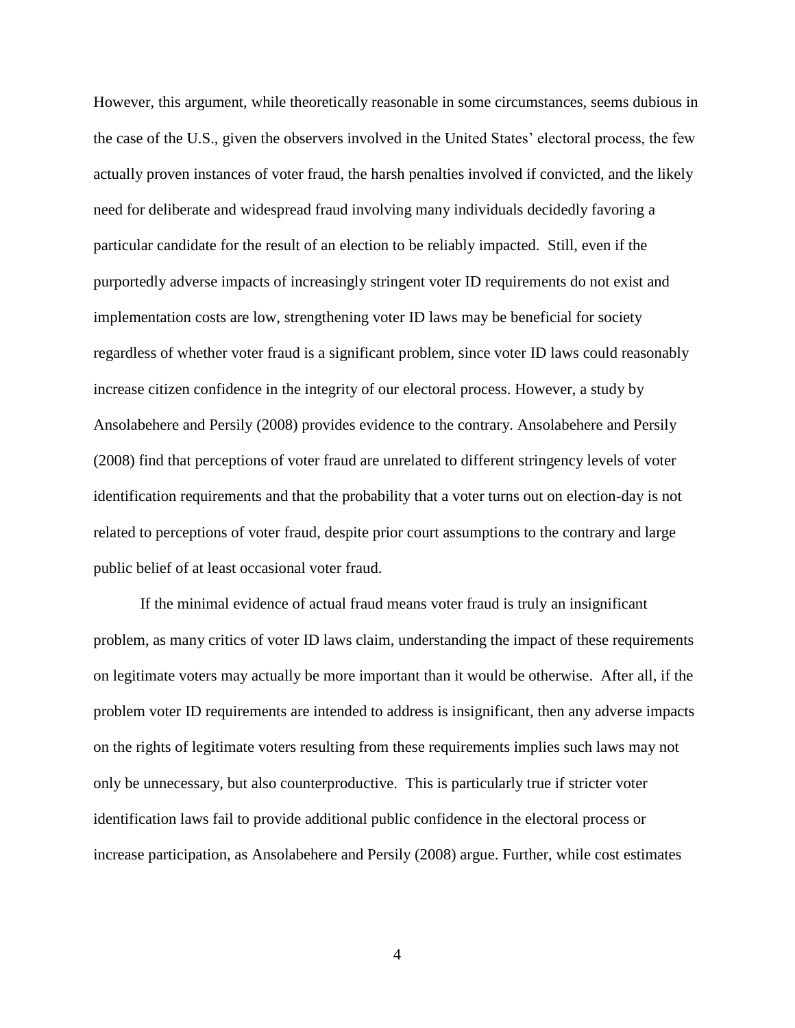However, this argument, while theoretically reasonable in some circumstances, seems dubious in the case of the U.S., given the observers involved in the United States' electoral process, the few actually proven instances of voter fraud, the harsh penalties involved if convicted, and the likely need for deliberate and widespread fraud involving many individuals decidedly favoring a particular candidate for the result of an election to be reliably impacted. Still, even if the purportedly adverse impacts of increasingly stringent voter ID requirements do not exist and implementation costs are low, strengthening voter ID laws may be beneficial for society regardless of whether voter fraud is a significant problem, since voter ID laws could reasonably increase citizen confidence in the integrity of our electoral process. However, a study by Ansolabehere and Persily (2008) provides evidence to the contrary. Ansolabehere and Persily (2008) find that perceptions of voter fraud are unrelated to different stringency levels of voter identification requirements and that the probability that a voter turns out on election-day is not related to perceptions of voter fraud, despite prior court assumptions to the contrary and large public belief of at least occasional voter fraud.

If the minimal evidence of actual fraud means voter fraud is truly an insignificant problem, as many critics of voter ID laws claim, understanding the impact of these requirements on legitimate voters may actually be more important than it would be otherwise. After all, if the problem voter ID requirements are intended to address is insignificant, then any adverse impacts on the rights of legitimate voters resulting from these requirements implies such laws may not only be unnecessary, but also counterproductive. This is particularly true if stricter voter identification laws fail to provide additional public confidence in the electoral process or increase participation, as Ansolabehere and Persily (2008) argue. Further, while cost estimates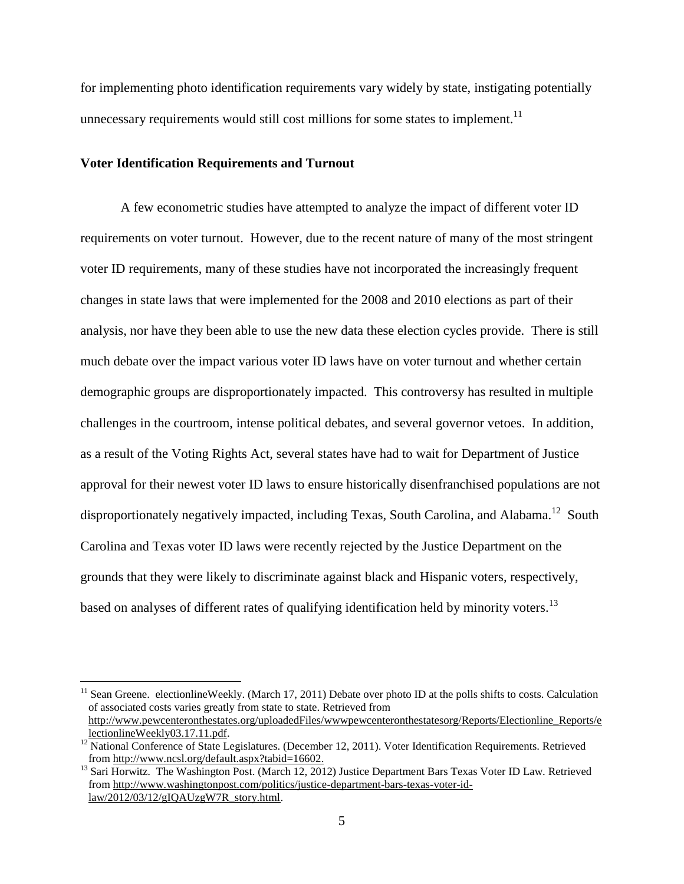for implementing photo identification requirements vary widely by state, instigating potentially unnecessary requirements would still cost millions for some states to implement.[11]

### Voter Identification Requirements and Turnout

A few econometric studies have attempted to analyze the impact of different voter ID requirements on voter turnout. However, due to the recent nature of many of the most stringent voter ID requirements, many of these studies have not incorporated the increasingly frequent changes in state laws that were implemented for the 2008 and 2010 elections as part of their analysis, nor have they been able to use the new data these election cycles provide. There is still much debate over the impact various voter ID laws have on voter turnout and whether certain demographic groups are disproportionately impacted. This controversy has resulted in multiple challenges in the courtroom, intense political debates, and several governor vetoes. In addition, as a result of the Voting Rights Act, several states have had to wait for Department of Justice approval for their newest voter ID laws to ensure historically disenfranchised populations are not disproportionately negatively impacted, including Texas, South Carolina, and Alabama.[12] South Carolina and Texas voter ID laws were recently rejected by the Justice Department on the grounds that they were likely to discriminate against black and Hispanic voters, respectively, based on analyses of different rates of qualifying identification held by minority voters.[13]

---

[11] Sean Greene. electionlineWeekly. (March 17, 2011) Debate over photo ID at the polls shifts to costs. Calculation of associated costs varies greatly from state to state. Retrieved from http://www.pewcenteronthestates.org/uploadedFiles/wwwpewcenteronthestatesorg/Reports/Electionline_Reports/electionlineWeekly03.17.11.pdf.

[12] National Conference of State Legislatures. (December 12, 2011). Voter Identification Requirements. Retrieved from http://www.ncsl.org/default.aspx?tabid=16602.

[13] Sari Horwitz. The Washington Post. (March 12, 2012) Justice Department Bars Texas Voter ID Law. Retrieved from http://www.washingtonpost.com/politics/justice-department-bars-texas-voter-id-law/2012/03/12/gIQAUzgW7R_story.html.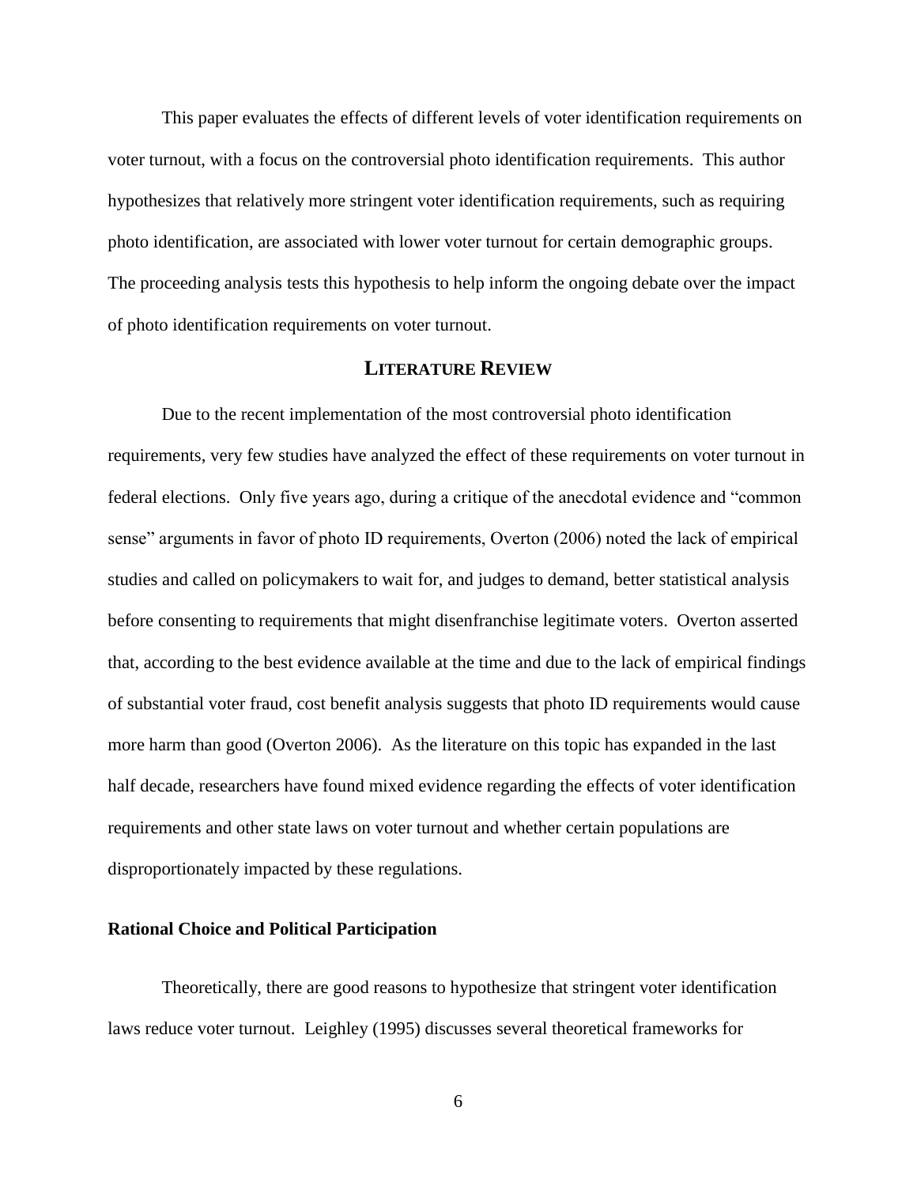This paper evaluates the effects of different levels of voter identification requirements on voter turnout, with a focus on the controversial photo identification requirements. This author hypothesizes that relatively more stringent voter identification requirements, such as requiring photo identification, are associated with lower voter turnout for certain demographic groups. The proceeding analysis tests this hypothesis to help inform the ongoing debate over the impact of photo identification requirements on voter turnout.

## LITERATURE REVIEW

Due to the recent implementation of the most controversial photo identification requirements, very few studies have analyzed the effect of these requirements on voter turnout in federal elections. Only five years ago, during a critique of the anecdotal evidence and "common sense" arguments in favor of photo ID requirements, Overton (2006) noted the lack of empirical studies and called on policymakers to wait for, and judges to demand, better statistical analysis before consenting to requirements that might disenfranchise legitimate voters. Overton asserted that, according to the best evidence available at the time and due to the lack of empirical findings of substantial voter fraud, cost benefit analysis suggests that photo ID requirements would cause more harm than good (Overton 2006). As the literature on this topic has expanded in the last half decade, researchers have found mixed evidence regarding the effects of voter identification requirements and other state laws on voter turnout and whether certain populations are disproportionately impacted by these regulations.

### Rational Choice and Political Participation

Theoretically, there are good reasons to hypothesize that stringent voter identification laws reduce voter turnout. Leighley (1995) discusses several theoretical frameworks for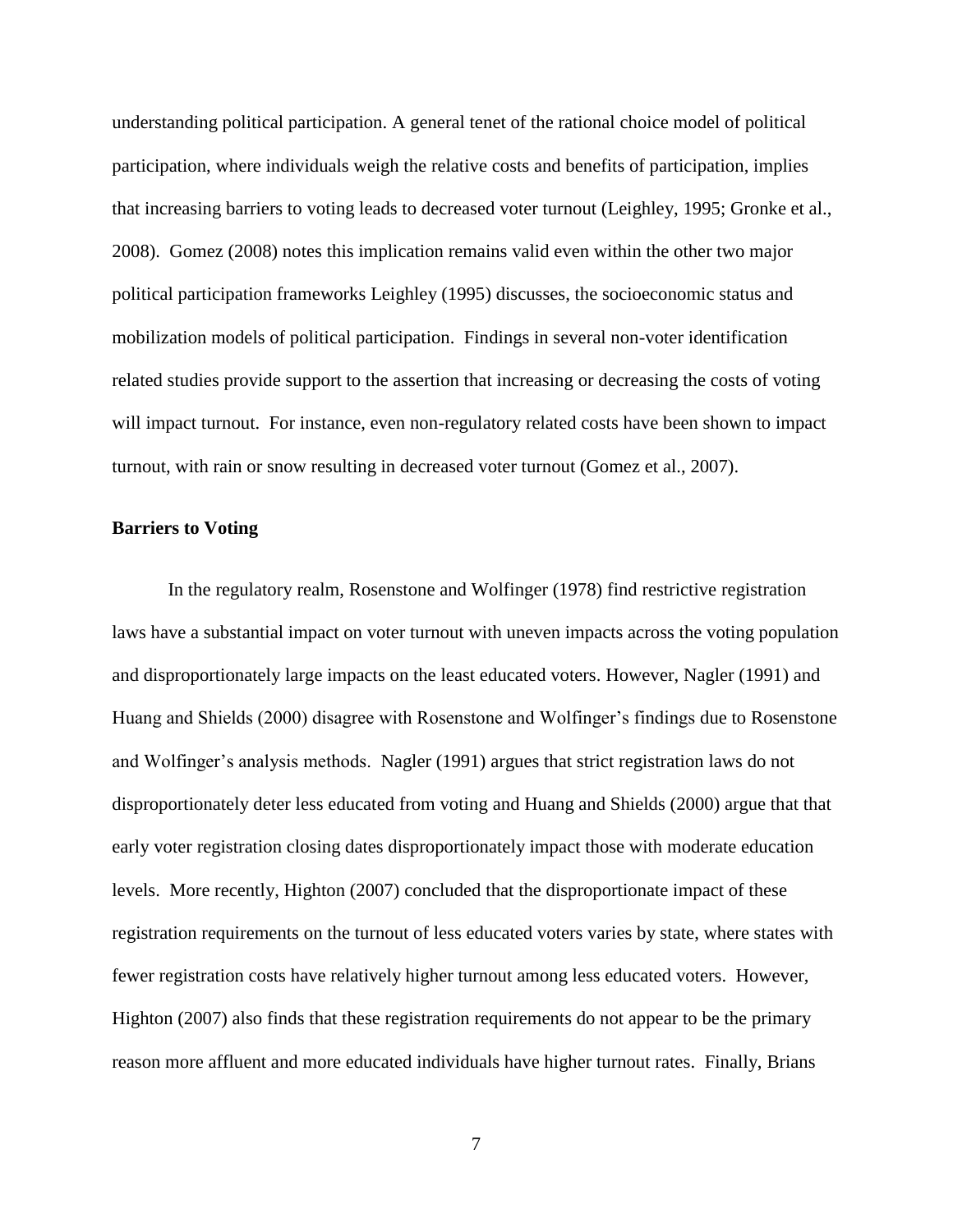understanding political participation. A general tenet of the rational choice model of political participation, where individuals weigh the relative costs and benefits of participation, implies that increasing barriers to voting leads to decreased voter turnout (Leighley, 1995; Gronke et al., 2008). Gomez (2008) notes this implication remains valid even within the other two major political participation frameworks Leighley (1995) discusses, the socioeconomic status and mobilization models of political participation. Findings in several non-voter identification related studies provide support to the assertion that increasing or decreasing the costs of voting will impact turnout. For instance, even non-regulatory related costs have been shown to impact turnout, with rain or snow resulting in decreased voter turnout (Gomez et al., 2007).

**Barriers to Voting**

In the regulatory realm, Rosenstone and Wolfinger (1978) find restrictive registration laws have a substantial impact on voter turnout with uneven impacts across the voting population and disproportionately large impacts on the least educated voters. However, Nagler (1991) and Huang and Shields (2000) disagree with Rosenstone and Wolfinger's findings due to Rosenstone and Wolfinger's analysis methods. Nagler (1991) argues that strict registration laws do not disproportionately deter less educated from voting and Huang and Shields (2000) argue that that early voter registration closing dates disproportionately impact those with moderate education levels. More recently, Highton (2007) concluded that the disproportionate impact of these registration requirements on the turnout of less educated voters varies by state, where states with fewer registration costs have relatively higher turnout among less educated voters. However, Highton (2007) also finds that these registration requirements do not appear to be the primary reason more affluent and more educated individuals have higher turnout rates. Finally, Brians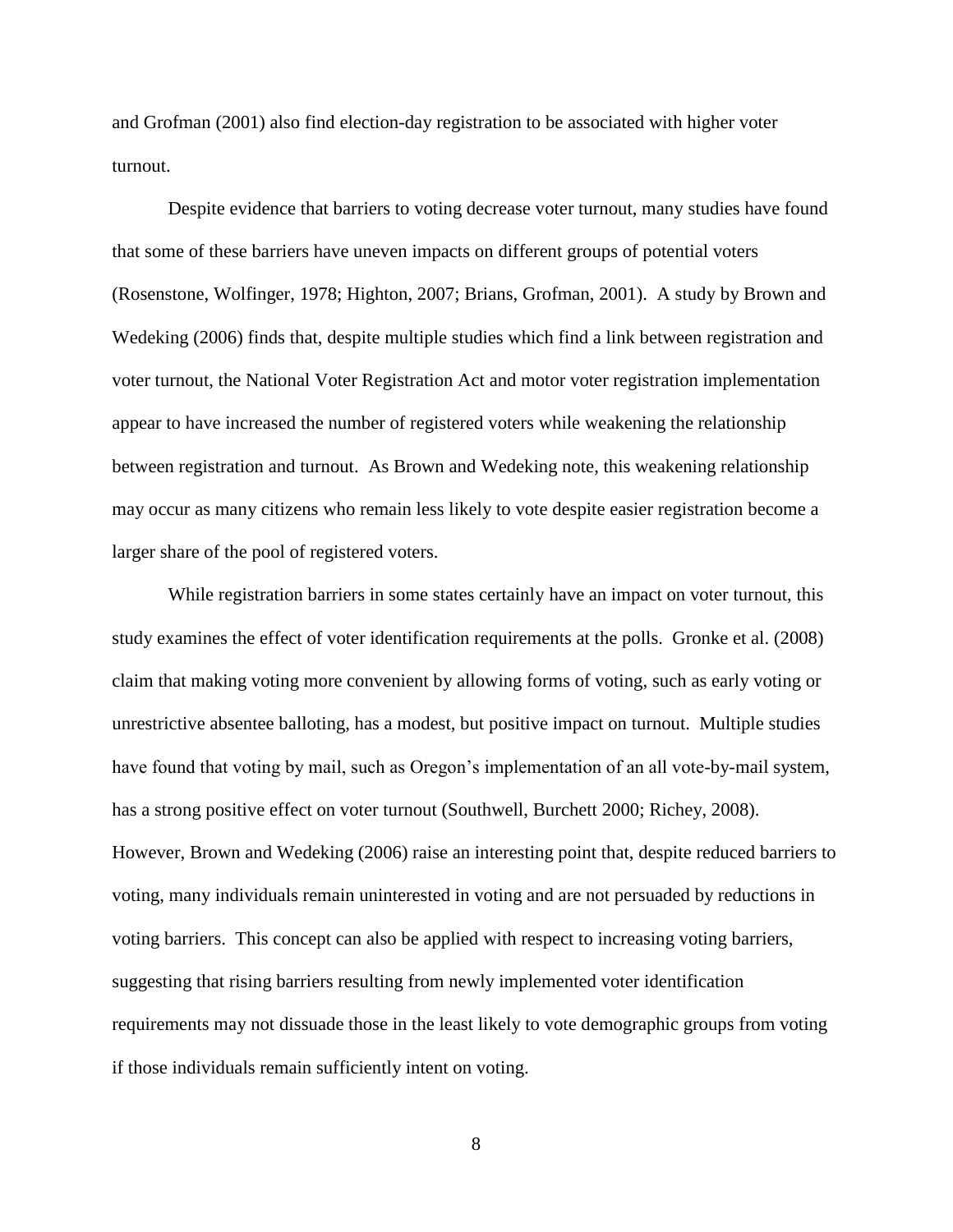and Grofman (2001) also find election-day registration to be associated with higher voter turnout.

Despite evidence that barriers to voting decrease voter turnout, many studies have found that some of these barriers have uneven impacts on different groups of potential voters (Rosenstone, Wolfinger, 1978; Highton, 2007; Brians, Grofman, 2001). A study by Brown and Wedeking (2006) finds that, despite multiple studies which find a link between registration and voter turnout, the National Voter Registration Act and motor voter registration implementation appear to have increased the number of registered voters while weakening the relationship between registration and turnout. As Brown and Wedeking note, this weakening relationship may occur as many citizens who remain less likely to vote despite easier registration become a larger share of the pool of registered voters.

While registration barriers in some states certainly have an impact on voter turnout, this study examines the effect of voter identification requirements at the polls. Gronke et al. (2008) claim that making voting more convenient by allowing forms of voting, such as early voting or unrestrictive absentee balloting, has a modest, but positive impact on turnout. Multiple studies have found that voting by mail, such as Oregon's implementation of an all vote-by-mail system, has a strong positive effect on voter turnout (Southwell, Burchett 2000; Richey, 2008). However, Brown and Wedeking (2006) raise an interesting point that, despite reduced barriers to voting, many individuals remain uninterested in voting and are not persuaded by reductions in voting barriers. This concept can also be applied with respect to increasing voting barriers, suggesting that rising barriers resulting from newly implemented voter identification requirements may not dissuade those in the least likely to vote demographic groups from voting if those individuals remain sufficiently intent on voting.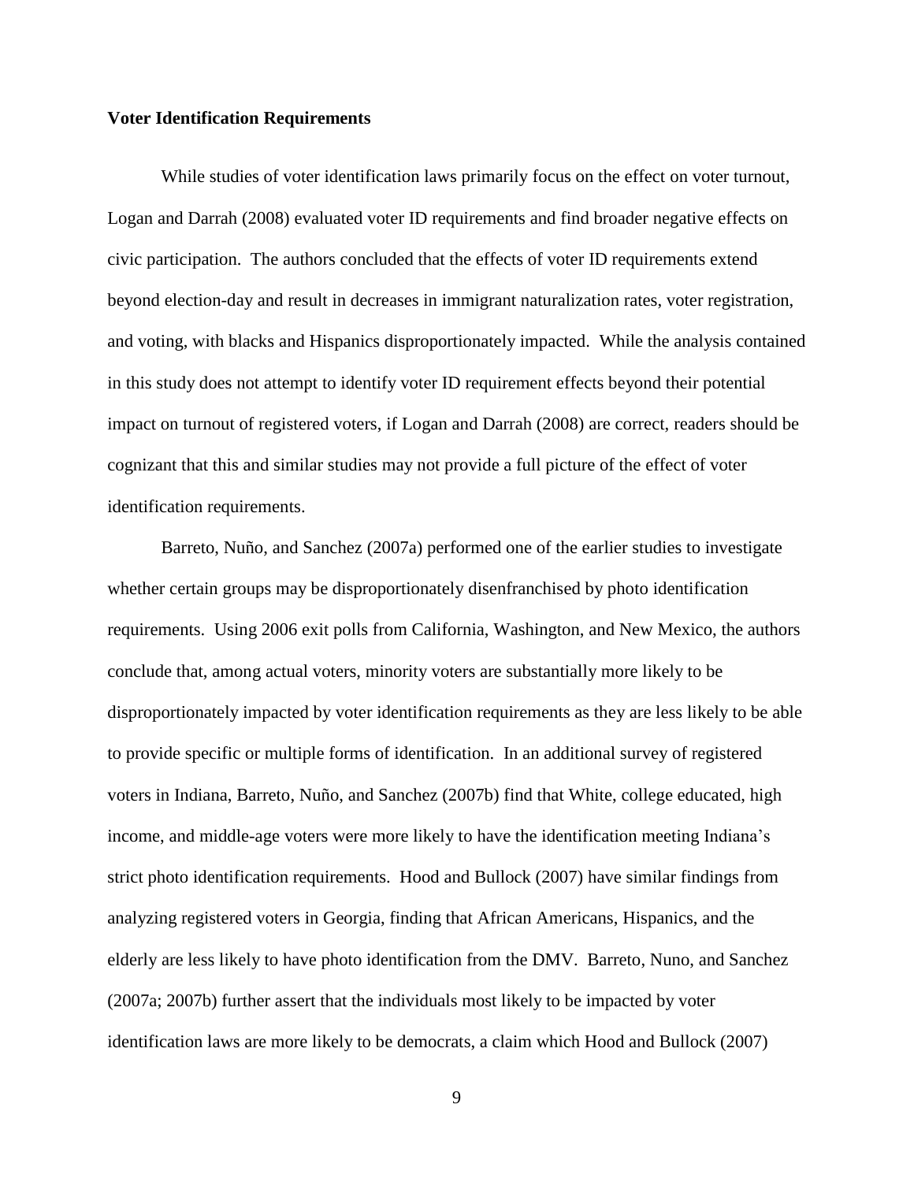**Voter Identification Requirements**

While studies of voter identification laws primarily focus on the effect on voter turnout, Logan and Darrah (2008) evaluated voter ID requirements and find broader negative effects on civic participation. The authors concluded that the effects of voter ID requirements extend beyond election-day and result in decreases in immigrant naturalization rates, voter registration, and voting, with blacks and Hispanics disproportionately impacted. While the analysis contained in this study does not attempt to identify voter ID requirement effects beyond their potential impact on turnout of registered voters, if Logan and Darrah (2008) are correct, readers should be cognizant that this and similar studies may not provide a full picture of the effect of voter identification requirements.

Barreto, Nuño, and Sanchez (2007a) performed one of the earlier studies to investigate whether certain groups may be disproportionately disenfranchised by photo identification requirements. Using 2006 exit polls from California, Washington, and New Mexico, the authors conclude that, among actual voters, minority voters are substantially more likely to be disproportionately impacted by voter identification requirements as they are less likely to be able to provide specific or multiple forms of identification. In an additional survey of registered voters in Indiana, Barreto, Nuño, and Sanchez (2007b) find that White, college educated, high income, and middle-age voters were more likely to have the identification meeting Indiana's strict photo identification requirements. Hood and Bullock (2007) have similar findings from analyzing registered voters in Georgia, finding that African Americans, Hispanics, and the elderly are less likely to have photo identification from the DMV. Barreto, Nuno, and Sanchez (2007a; 2007b) further assert that the individuals most likely to be impacted by voter identification laws are more likely to be democrats, a claim which Hood and Bullock (2007)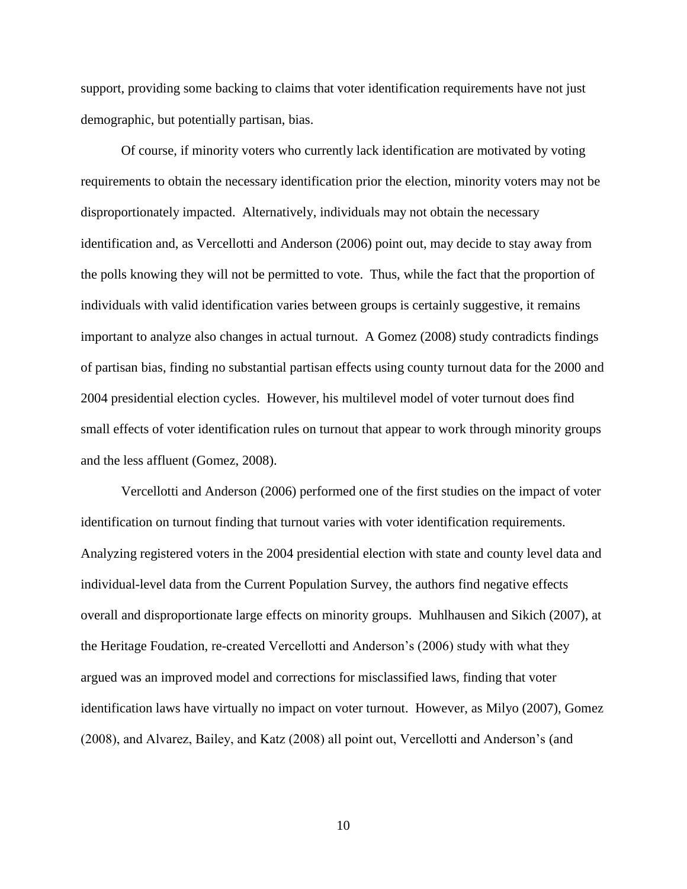support, providing some backing to claims that voter identification requirements have not just demographic, but potentially partisan, bias.

Of course, if minority voters who currently lack identification are motivated by voting requirements to obtain the necessary identification prior the election, minority voters may not be disproportionately impacted. Alternatively, individuals may not obtain the necessary identification and, as Vercellotti and Anderson (2006) point out, may decide to stay away from the polls knowing they will not be permitted to vote. Thus, while the fact that the proportion of individuals with valid identification varies between groups is certainly suggestive, it remains important to analyze also changes in actual turnout. A Gomez (2008) study contradicts findings of partisan bias, finding no substantial partisan effects using county turnout data for the 2000 and 2004 presidential election cycles. However, his multilevel model of voter turnout does find small effects of voter identification rules on turnout that appear to work through minority groups and the less affluent (Gomez, 2008).

Vercellotti and Anderson (2006) performed one of the first studies on the impact of voter identification on turnout finding that turnout varies with voter identification requirements. Analyzing registered voters in the 2004 presidential election with state and county level data and individual-level data from the Current Population Survey, the authors find negative effects overall and disproportionate large effects on minority groups. Muhlhausen and Sikich (2007), at the Heritage Foudation, re-created Vercellotti and Anderson's (2006) study with what they argued was an improved model and corrections for misclassified laws, finding that voter identification laws have virtually no impact on voter turnout. However, as Milyo (2007), Gomez (2008), and Alvarez, Bailey, and Katz (2008) all point out, Vercellotti and Anderson's (and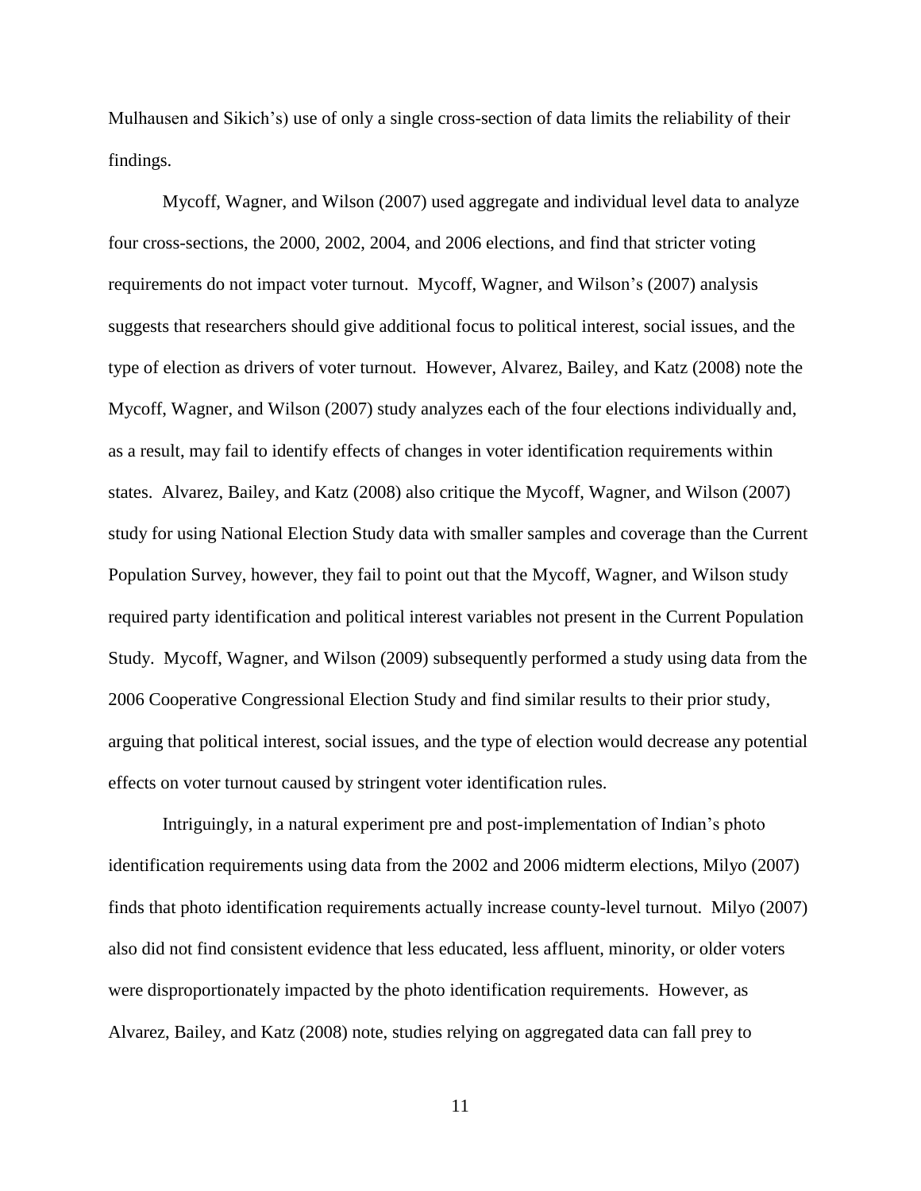Mulhausen and Sikich's) use of only a single cross-section of data limits the reliability of their findings.

Mycoff, Wagner, and Wilson (2007) used aggregate and individual level data to analyze four cross-sections, the 2000, 2002, 2004, and 2006 elections, and find that stricter voting requirements do not impact voter turnout. Mycoff, Wagner, and Wilson's (2007) analysis suggests that researchers should give additional focus to political interest, social issues, and the type of election as drivers of voter turnout. However, Alvarez, Bailey, and Katz (2008) note the Mycoff, Wagner, and Wilson (2007) study analyzes each of the four elections individually and, as a result, may fail to identify effects of changes in voter identification requirements within states. Alvarez, Bailey, and Katz (2008) also critique the Mycoff, Wagner, and Wilson (2007) study for using National Election Study data with smaller samples and coverage than the Current Population Survey, however, they fail to point out that the Mycoff, Wagner, and Wilson study required party identification and political interest variables not present in the Current Population Study. Mycoff, Wagner, and Wilson (2009) subsequently performed a study using data from the 2006 Cooperative Congressional Election Study and find similar results to their prior study, arguing that political interest, social issues, and the type of election would decrease any potential effects on voter turnout caused by stringent voter identification rules.

Intriguingly, in a natural experiment pre and post-implementation of Indian's photo identification requirements using data from the 2002 and 2006 midterm elections, Milyo (2007) finds that photo identification requirements actually increase county-level turnout. Milyo (2007) also did not find consistent evidence that less educated, less affluent, minority, or older voters were disproportionately impacted by the photo identification requirements. However, as Alvarez, Bailey, and Katz (2008) note, studies relying on aggregated data can fall prey to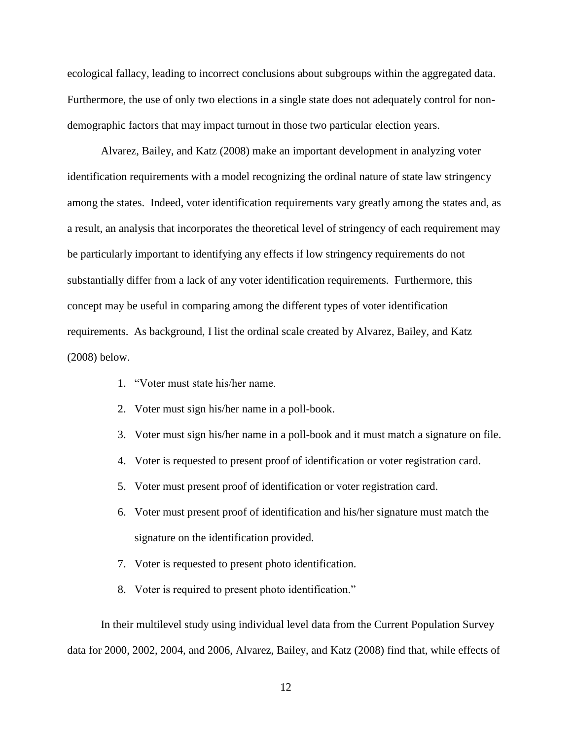ecological fallacy, leading to incorrect conclusions about subgroups within the aggregated data. Furthermore, the use of only two elections in a single state does not adequately control for non-demographic factors that may impact turnout in those two particular election years.

Alvarez, Bailey, and Katz (2008) make an important development in analyzing voter identification requirements with a model recognizing the ordinal nature of state law stringency among the states. Indeed, voter identification requirements vary greatly among the states and, as a result, an analysis that incorporates the theoretical level of stringency of each requirement may be particularly important to identifying any effects if low stringency requirements do not substantially differ from a lack of any voter identification requirements. Furthermore, this concept may be useful in comparing among the different types of voter identification requirements. As background, I list the ordinal scale created by Alvarez, Bailey, and Katz (2008) below.

1. "Voter must state his/her name.
2. Voter must sign his/her name in a poll-book.
3. Voter must sign his/her name in a poll-book and it must match a signature on file.
4. Voter is requested to present proof of identification or voter registration card.
5. Voter must present proof of identification or voter registration card.
6. Voter must present proof of identification and his/her signature must match the signature on the identification provided.
7. Voter is requested to present photo identification.
8. Voter is required to present photo identification."

In their multilevel study using individual level data from the Current Population Survey data for 2000, 2002, 2004, and 2006, Alvarez, Bailey, and Katz (2008) find that, while effects of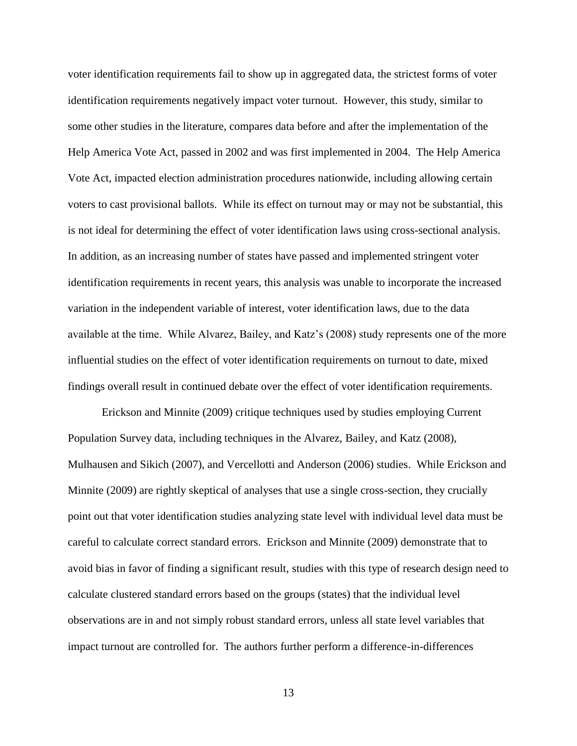voter identification requirements fail to show up in aggregated data, the strictest forms of voter identification requirements negatively impact voter turnout. However, this study, similar to some other studies in the literature, compares data before and after the implementation of the Help America Vote Act, passed in 2002 and was first implemented in 2004. The Help America Vote Act, impacted election administration procedures nationwide, including allowing certain voters to cast provisional ballots. While its effect on turnout may or may not be substantial, this is not ideal for determining the effect of voter identification laws using cross-sectional analysis. In addition, as an increasing number of states have passed and implemented stringent voter identification requirements in recent years, this analysis was unable to incorporate the increased variation in the independent variable of interest, voter identification laws, due to the data available at the time. While Alvarez, Bailey, and Katz's (2008) study represents one of the more influential studies on the effect of voter identification requirements on turnout to date, mixed findings overall result in continued debate over the effect of voter identification requirements.

Erickson and Minnite (2009) critique techniques used by studies employing Current Population Survey data, including techniques in the Alvarez, Bailey, and Katz (2008), Mulhausen and Sikich (2007), and Vercellotti and Anderson (2006) studies. While Erickson and Minnite (2009) are rightly skeptical of analyses that use a single cross-section, they crucially point out that voter identification studies analyzing state level with individual level data must be careful to calculate correct standard errors. Erickson and Minnite (2009) demonstrate that to avoid bias in favor of finding a significant result, studies with this type of research design need to calculate clustered standard errors based on the groups (states) that the individual level observations are in and not simply robust standard errors, unless all state level variables that impact turnout are controlled for. The authors further perform a difference-in-differences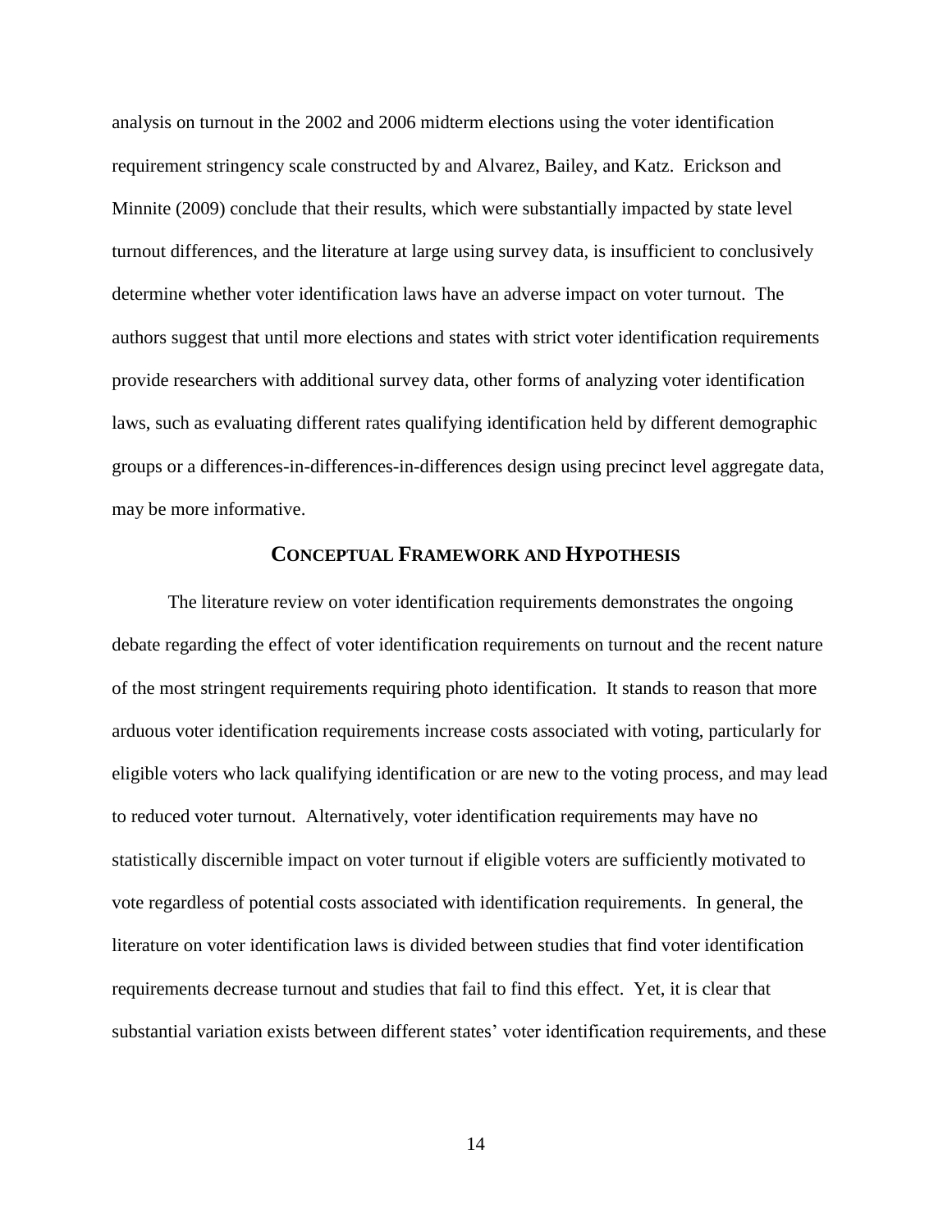analysis on turnout in the 2002 and 2006 midterm elections using the voter identification requirement stringency scale constructed by and Alvarez, Bailey, and Katz. Erickson and Minnite (2009) conclude that their results, which were substantially impacted by state level turnout differences, and the literature at large using survey data, is insufficient to conclusively determine whether voter identification laws have an adverse impact on voter turnout. The authors suggest that until more elections and states with strict voter identification requirements provide researchers with additional survey data, other forms of analyzing voter identification laws, such as evaluating different rates qualifying identification held by different demographic groups or a differences-in-differences-in-differences design using precinct level aggregate data, may be more informative.

## CONCEPTUAL FRAMEWORK AND HYPOTHESIS

The literature review on voter identification requirements demonstrates the ongoing debate regarding the effect of voter identification requirements on turnout and the recent nature of the most stringent requirements requiring photo identification. It stands to reason that more arduous voter identification requirements increase costs associated with voting, particularly for eligible voters who lack qualifying identification or are new to the voting process, and may lead to reduced voter turnout. Alternatively, voter identification requirements may have no statistically discernible impact on voter turnout if eligible voters are sufficiently motivated to vote regardless of potential costs associated with identification requirements. In general, the literature on voter identification laws is divided between studies that find voter identification requirements decrease turnout and studies that fail to find this effect. Yet, it is clear that substantial variation exists between different states' voter identification requirements, and these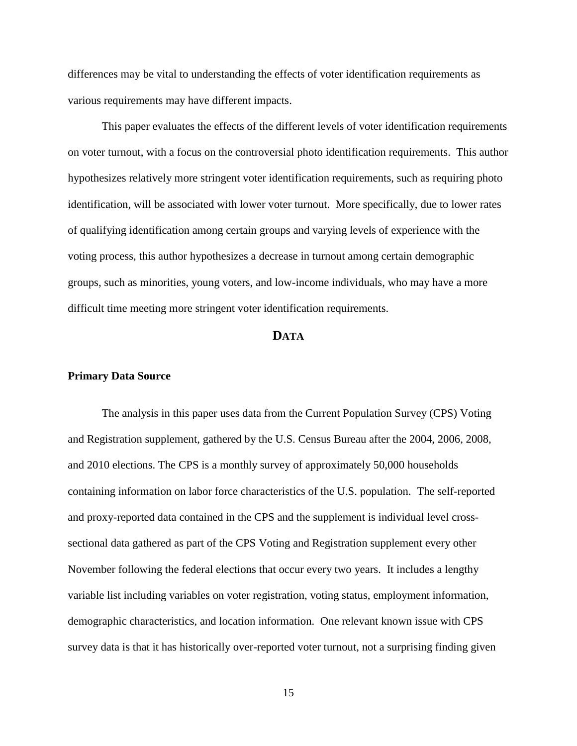differences may be vital to understanding the effects of voter identification requirements as various requirements may have different impacts.

This paper evaluates the effects of the different levels of voter identification requirements on voter turnout, with a focus on the controversial photo identification requirements. This author hypothesizes relatively more stringent voter identification requirements, such as requiring photo identification, will be associated with lower voter turnout. More specifically, due to lower rates of qualifying identification among certain groups and varying levels of experience with the voting process, this author hypothesizes a decrease in turnout among certain demographic groups, such as minorities, young voters, and low-income individuals, who may have a more difficult time meeting more stringent voter identification requirements.

## DATA

### Primary Data Source

The analysis in this paper uses data from the Current Population Survey (CPS) Voting and Registration supplement, gathered by the U.S. Census Bureau after the 2004, 2006, 2008, and 2010 elections. The CPS is a monthly survey of approximately 50,000 households containing information on labor force characteristics of the U.S. population. The self-reported and proxy-reported data contained in the CPS and the supplement is individual level cross-sectional data gathered as part of the CPS Voting and Registration supplement every other November following the federal elections that occur every two years. It includes a lengthy variable list including variables on voter registration, voting status, employment information, demographic characteristics, and location information. One relevant known issue with CPS survey data is that it has historically over-reported voter turnout, not a surprising finding given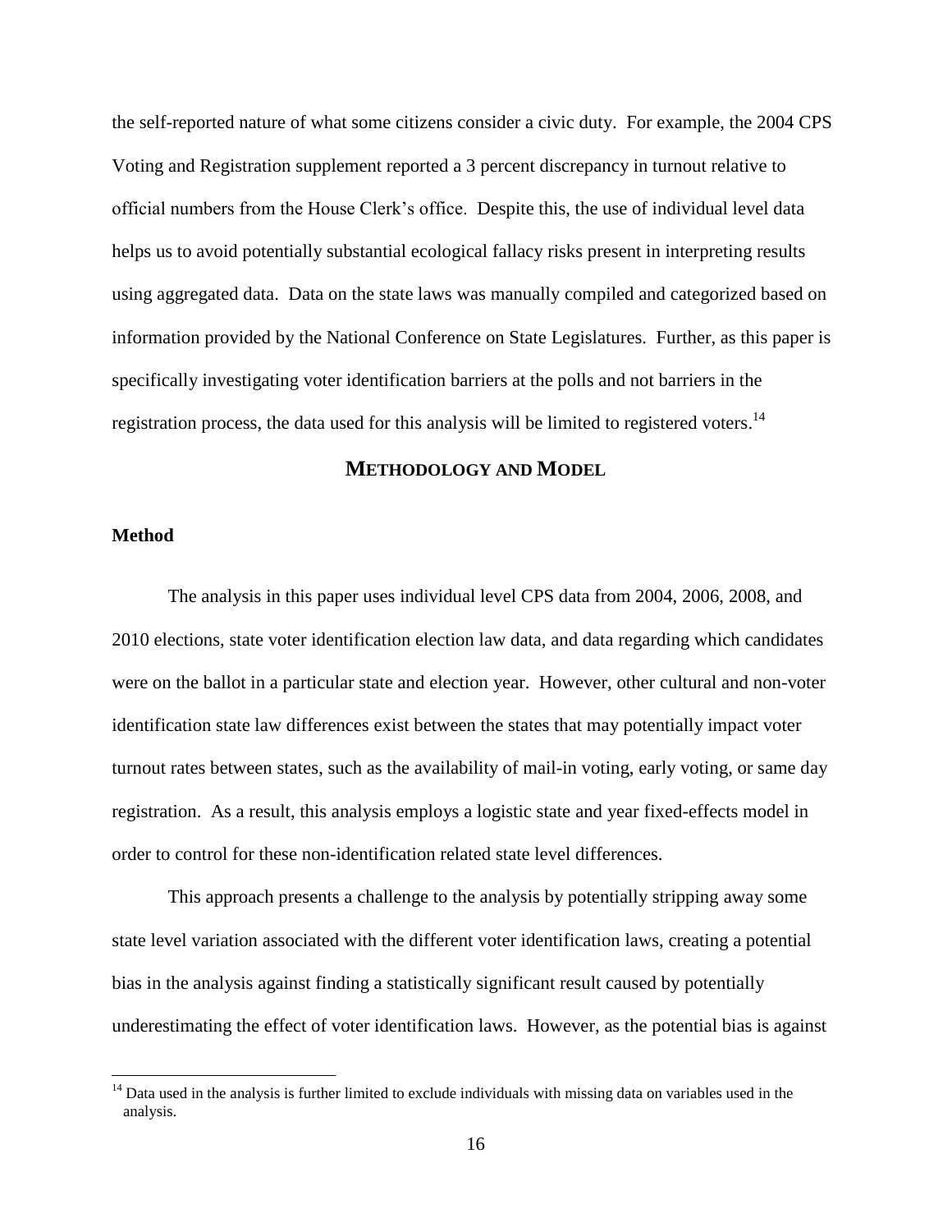the self-reported nature of what some citizens consider a civic duty. For example, the 2004 CPS Voting and Registration supplement reported a 3 percent discrepancy in turnout relative to official numbers from the House Clerk's office. Despite this, the use of individual level data helps us to avoid potentially substantial ecological fallacy risks present in interpreting results using aggregated data. Data on the state laws was manually compiled and categorized based on information provided by the National Conference on State Legislatures. Further, as this paper is specifically investigating voter identification barriers at the polls and not barriers in the registration process, the data used for this analysis will be limited to registered voters.[14]

## METHODOLOGY AND MODEL

### Method

The analysis in this paper uses individual level CPS data from 2004, 2006, 2008, and 2010 elections, state voter identification election law data, and data regarding which candidates were on the ballot in a particular state and election year. However, other cultural and non-voter identification state law differences exist between the states that may potentially impact voter turnout rates between states, such as the availability of mail-in voting, early voting, or same day registration. As a result, this analysis employs a logistic state and year fixed-effects model in order to control for these non-identification related state level differences.

This approach presents a challenge to the analysis by potentially stripping away some state level variation associated with the different voter identification laws, creating a potential bias in the analysis against finding a statistically significant result caused by potentially underestimating the effect of voter identification laws. However, as the potential bias is against

[14] Data used in the analysis is further limited to exclude individuals with missing data on variables used in the analysis.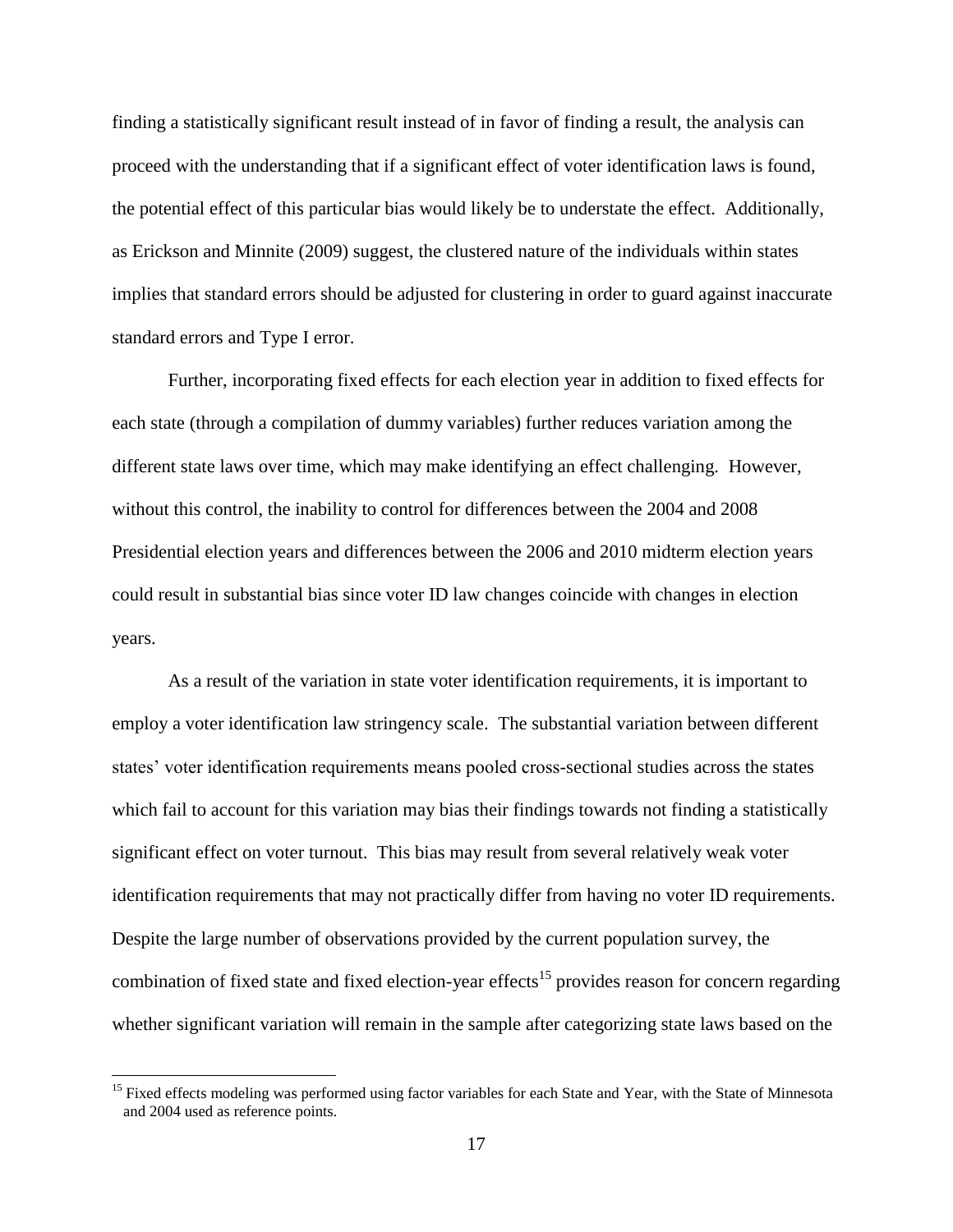finding a statistically significant result instead of in favor of finding a result, the analysis can proceed with the understanding that if a significant effect of voter identification laws is found, the potential effect of this particular bias would likely be to understate the effect. Additionally, as Erickson and Minnite (2009) suggest, the clustered nature of the individuals within states implies that standard errors should be adjusted for clustering in order to guard against inaccurate standard errors and Type I error.

Further, incorporating fixed effects for each election year in addition to fixed effects for each state (through a compilation of dummy variables) further reduces variation among the different state laws over time, which may make identifying an effect challenging. However, without this control, the inability to control for differences between the 2004 and 2008 Presidential election years and differences between the 2006 and 2010 midterm election years could result in substantial bias since voter ID law changes coincide with changes in election years.

As a result of the variation in state voter identification requirements, it is important to employ a voter identification law stringency scale. The substantial variation between different states' voter identification requirements means pooled cross-sectional studies across the states which fail to account for this variation may bias their findings towards not finding a statistically significant effect on voter turnout. This bias may result from several relatively weak voter identification requirements that may not practically differ from having no voter ID requirements. Despite the large number of observations provided by the current population survey, the combination of fixed state and fixed election-year effects[15] provides reason for concern regarding whether significant variation will remain in the sample after categorizing state laws based on the

[15] Fixed effects modeling was performed using factor variables for each State and Year, with the State of Minnesota and 2004 used as reference points.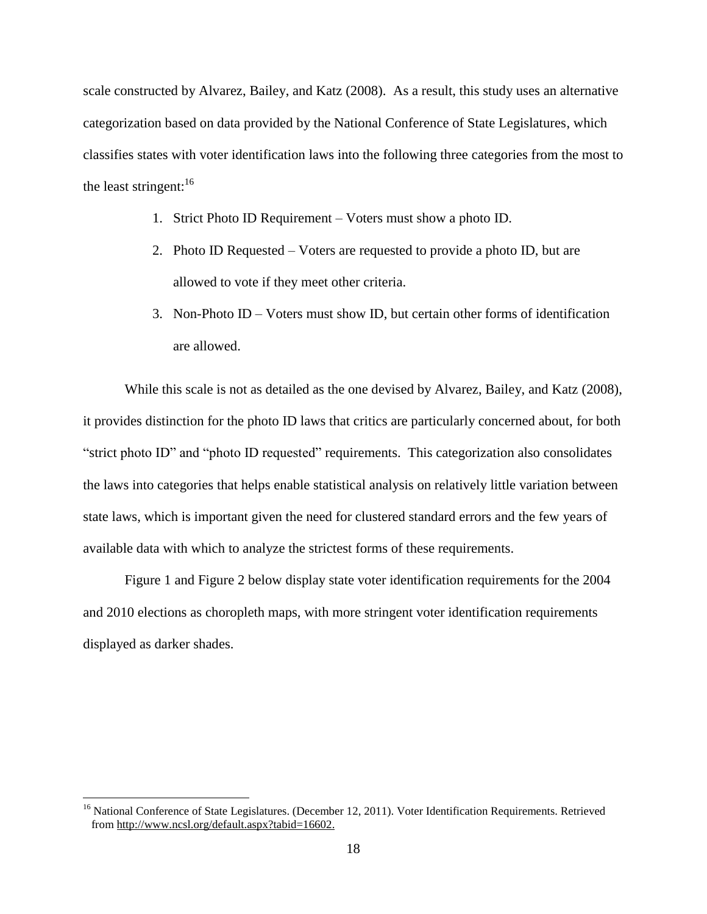scale constructed by Alvarez, Bailey, and Katz (2008). As a result, this study uses an alternative categorization based on data provided by the National Conference of State Legislatures, which classifies states with voter identification laws into the following three categories from the most to the least stringent:[16]

1. Strict Photo ID Requirement – Voters must show a photo ID.
2. Photo ID Requested – Voters are requested to provide a photo ID, but are allowed to vote if they meet other criteria.
3. Non-Photo ID – Voters must show ID, but certain other forms of identification are allowed.

While this scale is not as detailed as the one devised by Alvarez, Bailey, and Katz (2008), it provides distinction for the photo ID laws that critics are particularly concerned about, for both "strict photo ID" and "photo ID requested" requirements. This categorization also consolidates the laws into categories that helps enable statistical analysis on relatively little variation between state laws, which is important given the need for clustered standard errors and the few years of available data with which to analyze the strictest forms of these requirements.

Figure 1 and Figure 2 below display state voter identification requirements for the 2004 and 2010 elections as choropleth maps, with more stringent voter identification requirements displayed as darker shades.

---

[16] National Conference of State Legislatures. (December 12, 2011). Voter Identification Requirements. Retrieved from http://www.ncsl.org/default.aspx?tabid=16602.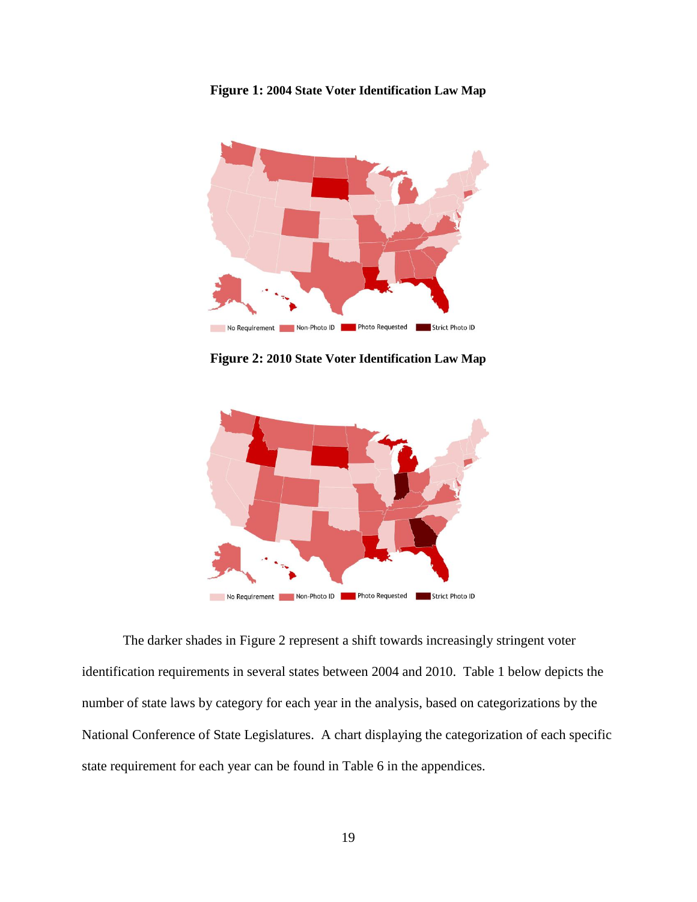**Figure 1: 2004 State Voter Identification Law Map**

**Figure 2: 2010 State Voter Identification Law Map**

The darker shades in Figure 2 represent a shift towards increasingly stringent voter identification requirements in several states between 2004 and 2010. Table 1 below depicts the number of state laws by category for each year in the analysis, based on categorizations by the National Conference of State Legislatures. A chart displaying the categorization of each specific state requirement for each year can be found in Table 6 in the appendices.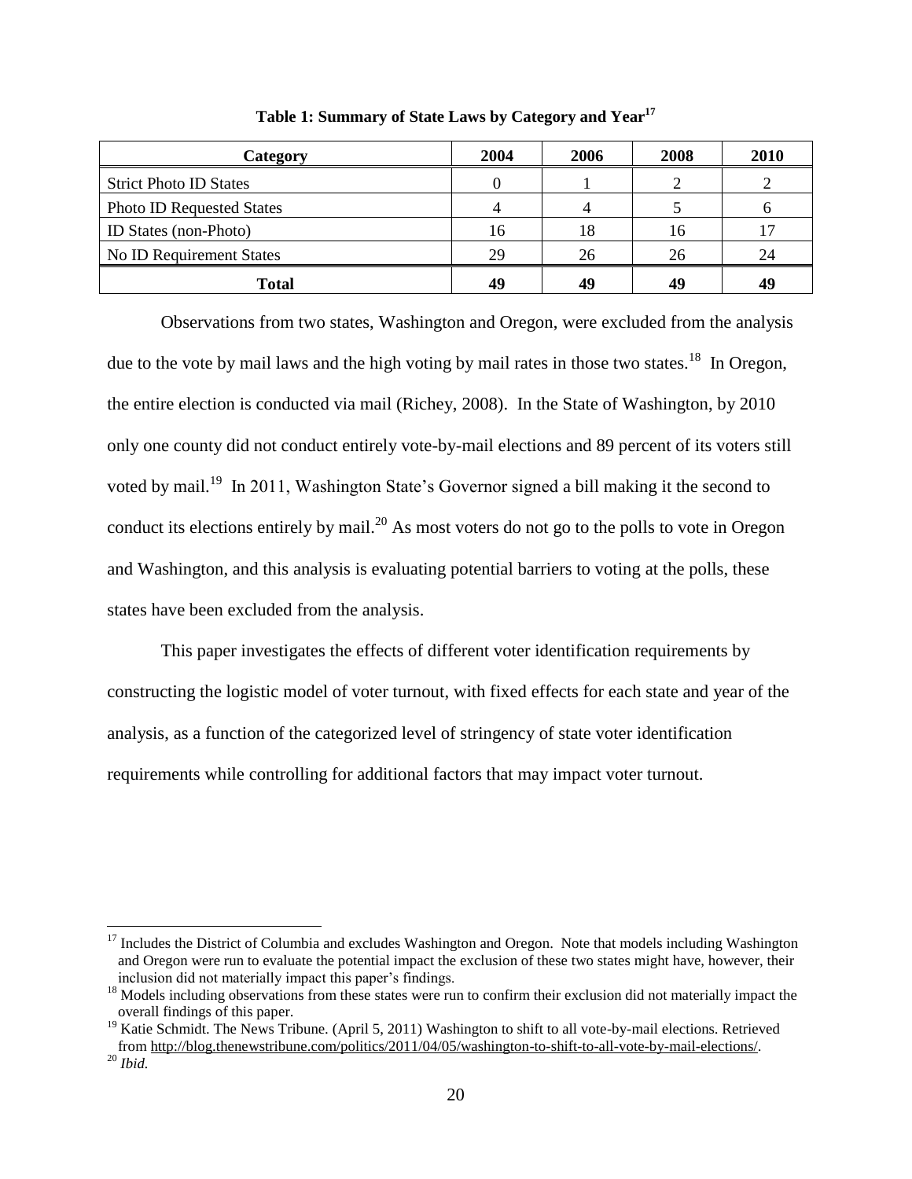**Table 1: Summary of State Laws by Category and Year**[17]

| Category | 2004 | 2006 | 2008 | 2010 |
|---|---|---|---|---|
| Strict Photo ID States | 0 | 1 | 2 | 2 |
| Photo ID Requested States | 4 | 4 | 5 | 6 |
| ID States (non-Photo) | 16 | 18 | 16 | 17 |
| No ID Requirement States | 29 | 26 | 26 | 24 |
| **Total** | **49** | **49** | **49** | **49** |

Observations from two states, Washington and Oregon, were excluded from the analysis due to the vote by mail laws and the high voting by mail rates in those two states.[18] In Oregon, the entire election is conducted via mail (Richey, 2008). In the State of Washington, by 2010 only one county did not conduct entirely vote-by-mail elections and 89 percent of its voters still voted by mail.[19] In 2011, Washington State's Governor signed a bill making it the second to conduct its elections entirely by mail.[20] As most voters do not go to the polls to vote in Oregon and Washington, and this analysis is evaluating potential barriers to voting at the polls, these states have been excluded from the analysis.

This paper investigates the effects of different voter identification requirements by constructing the logistic model of voter turnout, with fixed effects for each state and year of the analysis, as a function of the categorized level of stringency of state voter identification requirements while controlling for additional factors that may impact voter turnout.

---

[17] Includes the District of Columbia and excludes Washington and Oregon. Note that models including Washington and Oregon were run to evaluate the potential impact the exclusion of these two states might have, however, their inclusion did not materially impact this paper's findings.

[18] Models including observations from these states were run to confirm their exclusion did not materially impact the overall findings of this paper.

[19] Katie Schmidt. The News Tribune. (April 5, 2011) Washington to shift to all vote-by-mail elections. Retrieved from http://blog.thenewstribune.com/politics/2011/04/05/washington-to-shift-to-all-vote-by-mail-elections/.

[20] *Ibid.*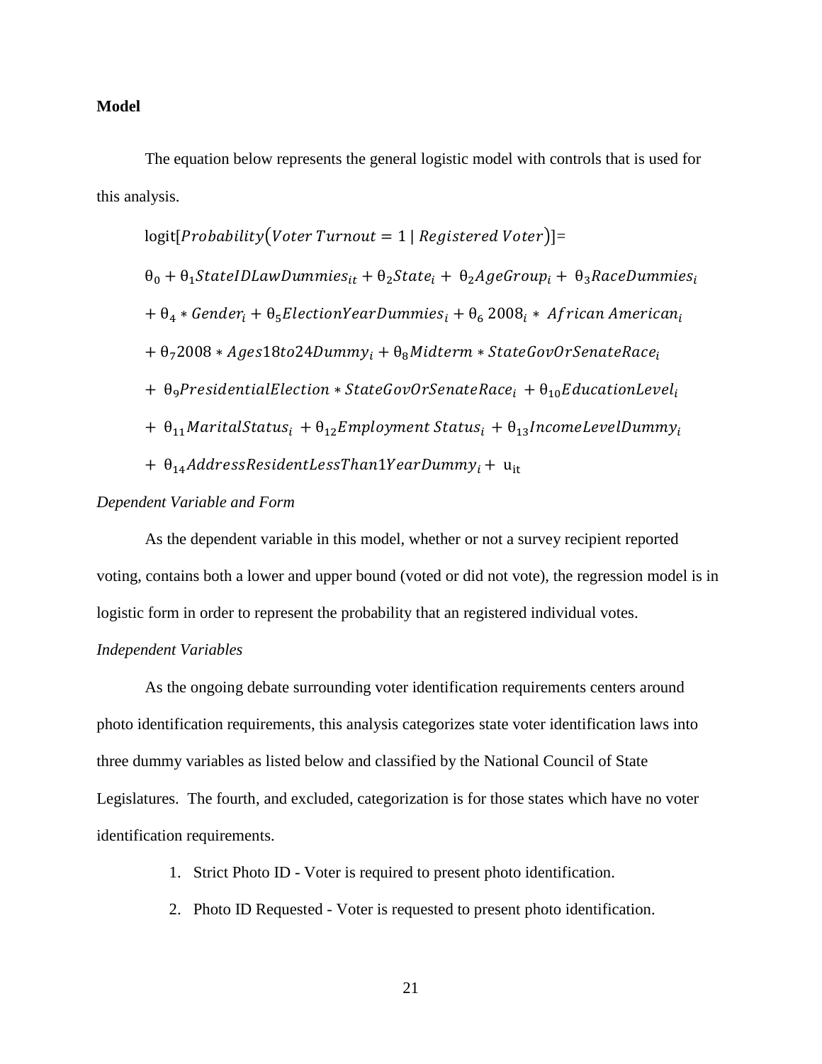**Model**

The equation below represents the general logistic model with controls that is used for this analysis.

$$
\begin{aligned}
&\text{logit}[Probability(Voter\ Turnout = 1 \mid Registered\ Voter)] = \\
&\theta_0 + \theta_1 StateIDLawDummies_{it} + \theta_2 State_i + \theta_2 AgeGroup_i + \theta_3 RaceDummies_i \\
&+ \theta_4 * Gender_i + \theta_5 ElectionYearDummies_i + \theta_6\, 2008_i * African\ American_i \\
&+ \theta_7 2008 * Ages18to24Dummy_i + \theta_8 Midterm * StateGovOrSenateRace_i \\
&+ \theta_9 PresidentialElection * StateGovOrSenateRace_i + \theta_{10} EducationLevel_i \\
&+ \theta_{11} MaritalStatus_i + \theta_{12} Employment\ Status_i + \theta_{13} IncomeLevelDummy_i \\
&+ \theta_{14} AddressResidentLessThan1YearDummy_i + u_{it}
\end{aligned}
$$

*Dependent Variable and Form*

As the dependent variable in this model, whether or not a survey recipient reported voting, contains both a lower and upper bound (voted or did not vote), the regression model is in logistic form in order to represent the probability that an registered individual votes.

*Independent Variables*

As the ongoing debate surrounding voter identification requirements centers around photo identification requirements, this analysis categorizes state voter identification laws into three dummy variables as listed below and classified by the National Council of State Legislatures. The fourth, and excluded, categorization is for those states which have no voter identification requirements.

1. Strict Photo ID - Voter is required to present photo identification.
2. Photo ID Requested - Voter is requested to present photo identification.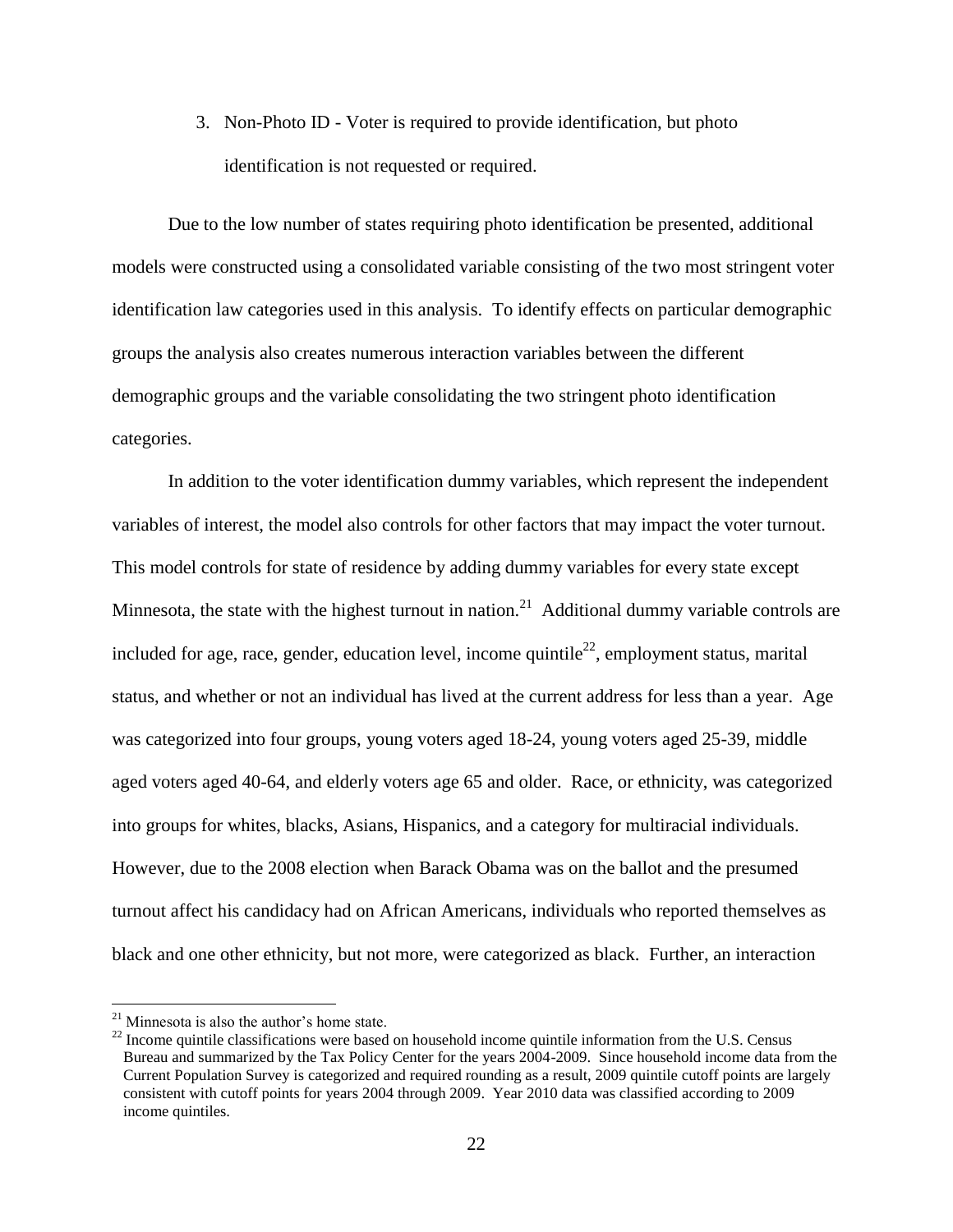3. Non-Photo ID - Voter is required to provide identification, but photo identification is not requested or required.

Due to the low number of states requiring photo identification be presented, additional models were constructed using a consolidated variable consisting of the two most stringent voter identification law categories used in this analysis. To identify effects on particular demographic groups the analysis also creates numerous interaction variables between the different demographic groups and the variable consolidating the two stringent photo identification categories.

In addition to the voter identification dummy variables, which represent the independent variables of interest, the model also controls for other factors that may impact the voter turnout. This model controls for state of residence by adding dummy variables for every state except Minnesota, the state with the highest turnout in nation.[21] Additional dummy variable controls are included for age, race, gender, education level, income quintile[22], employment status, marital status, and whether or not an individual has lived at the current address for less than a year. Age was categorized into four groups, young voters aged 18-24, young voters aged 25-39, middle aged voters aged 40-64, and elderly voters age 65 and older. Race, or ethnicity, was categorized into groups for whites, blacks, Asians, Hispanics, and a category for multiracial individuals. However, due to the 2008 election when Barack Obama was on the ballot and the presumed turnout affect his candidacy had on African Americans, individuals who reported themselves as black and one other ethnicity, but not more, were categorized as black. Further, an interaction

---

[21] Minnesota is also the author's home state.

[22] Income quintile classifications were based on household income quintile information from the U.S. Census Bureau and summarized by the Tax Policy Center for the years 2004-2009. Since household income data from the Current Population Survey is categorized and required rounding as a result, 2009 quintile cutoff points are largely consistent with cutoff points for years 2004 through 2009. Year 2010 data was classified according to 2009 income quintiles.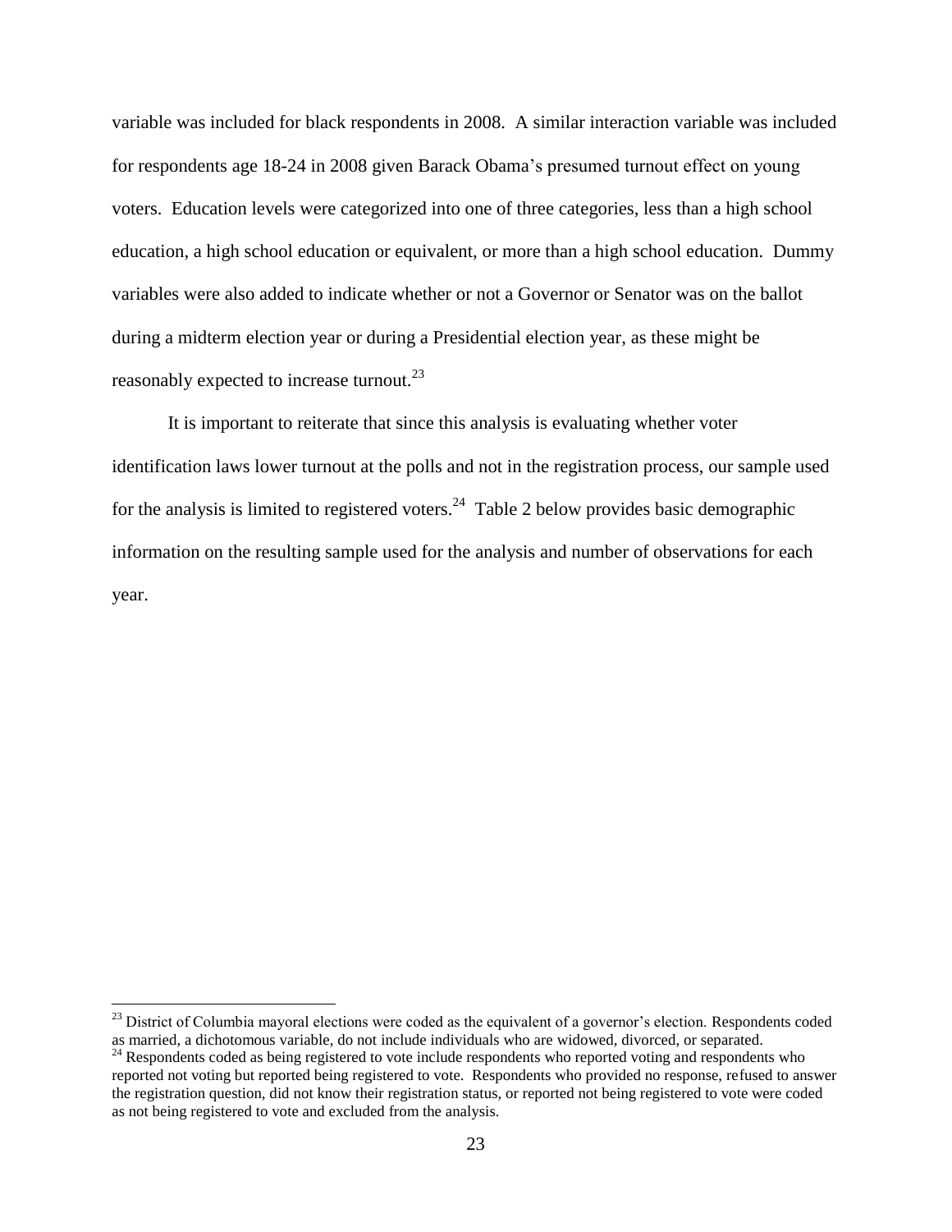variable was included for black respondents in 2008. A similar interaction variable was included for respondents age 18-24 in 2008 given Barack Obama's presumed turnout effect on young voters. Education levels were categorized into one of three categories, less than a high school education, a high school education or equivalent, or more than a high school education. Dummy variables were also added to indicate whether or not a Governor or Senator was on the ballot during a midterm election year or during a Presidential election year, as these might be reasonably expected to increase turnout.[23]

It is important to reiterate that since this analysis is evaluating whether voter identification laws lower turnout at the polls and not in the registration process, our sample used for the analysis is limited to registered voters.[24] Table 2 below provides basic demographic information on the resulting sample used for the analysis and number of observations for each year.

---

[23] District of Columbia mayoral elections were coded as the equivalent of a governor's election. Respondents coded as married, a dichotomous variable, do not include individuals who are widowed, divorced, or separated.

[24] Respondents coded as being registered to vote include respondents who reported voting and respondents who reported not voting but reported being registered to vote. Respondents who provided no response, refused to answer the registration question, did not know their registration status, or reported not being registered to vote were coded as not being registered to vote and excluded from the analysis.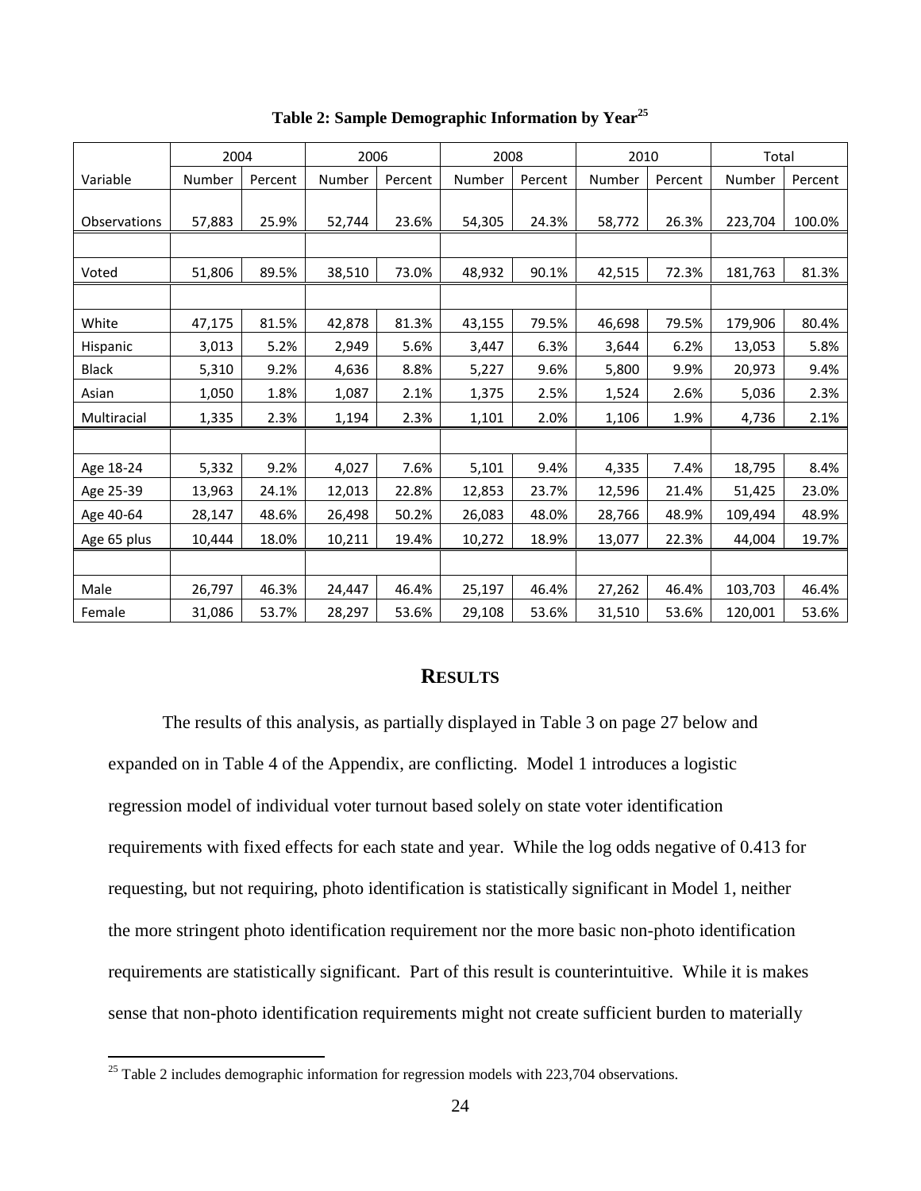**Table 2: Sample Demographic Information by Year[25]**

| | 2004 | | 2006 | | 2008 | | 2010 | | Total | |
|---|---|---|---|---|---|---|---|---|---|---|
| Variable | Number | Percent | Number | Percent | Number | Percent | Number | Percent | Number | Percent |
| Observations | 57,883 | 25.9% | 52,744 | 23.6% | 54,305 | 24.3% | 58,772 | 26.3% | 223,704 | 100.0% |
| | | | | | | | | | | |
| Voted | 51,806 | 89.5% | 38,510 | 73.0% | 48,932 | 90.1% | 42,515 | 72.3% | 181,763 | 81.3% |
| | | | | | | | | | | |
| White | 47,175 | 81.5% | 42,878 | 81.3% | 43,155 | 79.5% | 46,698 | 79.5% | 179,906 | 80.4% |
| Hispanic | 3,013 | 5.2% | 2,949 | 5.6% | 3,447 | 6.3% | 3,644 | 6.2% | 13,053 | 5.8% |
| Black | 5,310 | 9.2% | 4,636 | 8.8% | 5,227 | 9.6% | 5,800 | 9.9% | 20,973 | 9.4% |
| Asian | 1,050 | 1.8% | 1,087 | 2.1% | 1,375 | 2.5% | 1,524 | 2.6% | 5,036 | 2.3% |
| Multiracial | 1,335 | 2.3% | 1,194 | 2.3% | 1,101 | 2.0% | 1,106 | 1.9% | 4,736 | 2.1% |
| | | | | | | | | | | |
| Age 18-24 | 5,332 | 9.2% | 4,027 | 7.6% | 5,101 | 9.4% | 4,335 | 7.4% | 18,795 | 8.4% |
| Age 25-39 | 13,963 | 24.1% | 12,013 | 22.8% | 12,853 | 23.7% | 12,596 | 21.4% | 51,425 | 23.0% |
| Age 40-64 | 28,147 | 48.6% | 26,498 | 50.2% | 26,083 | 48.0% | 28,766 | 48.9% | 109,494 | 48.9% |
| Age 65 plus | 10,444 | 18.0% | 10,211 | 19.4% | 10,272 | 18.9% | 13,077 | 22.3% | 44,004 | 19.7% |
| | | | | | | | | | | |
| Male | 26,797 | 46.3% | 24,447 | 46.4% | 25,197 | 46.4% | 27,262 | 46.4% | 103,703 | 46.4% |
| Female | 31,086 | 53.7% | 28,297 | 53.6% | 29,108 | 53.6% | 31,510 | 53.6% | 120,001 | 53.6% |

## RESULTS

The results of this analysis, as partially displayed in Table 3 on page 27 below and expanded on in Table 4 of the Appendix, are conflicting. Model 1 introduces a logistic regression model of individual voter turnout based solely on state voter identification requirements with fixed effects for each state and year. While the log odds negative of 0.413 for requesting, but not requiring, photo identification is statistically significant in Model 1, neither the more stringent photo identification requirement nor the more basic non-photo identification requirements are statistically significant. Part of this result is counterintuitive. While it is makes sense that non-photo identification requirements might not create sufficient burden to materially

[25] Table 2 includes demographic information for regression models with 223,704 observations.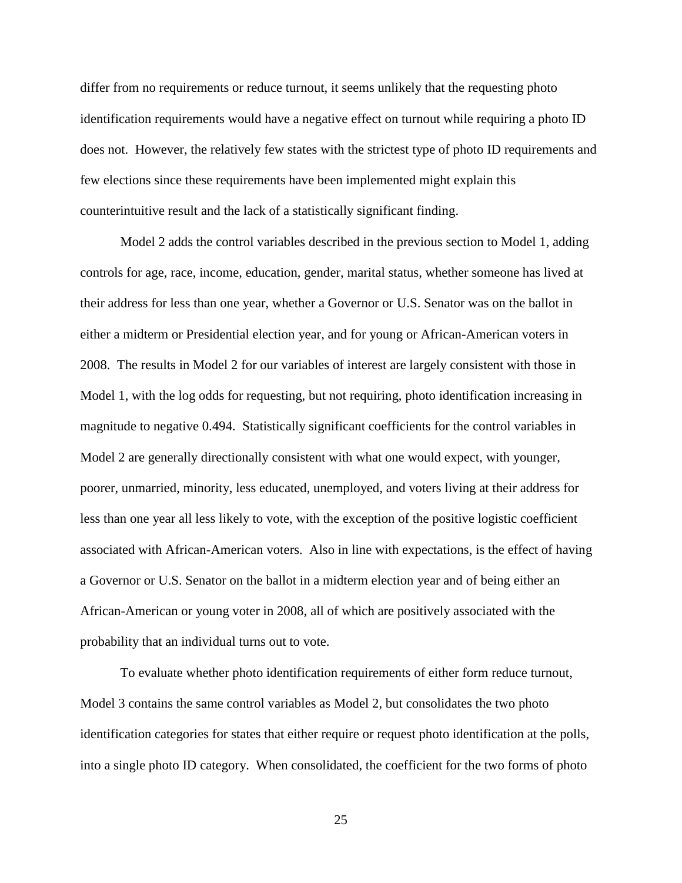differ from no requirements or reduce turnout, it seems unlikely that the requesting photo identification requirements would have a negative effect on turnout while requiring a photo ID does not. However, the relatively few states with the strictest type of photo ID requirements and few elections since these requirements have been implemented might explain this counterintuitive result and the lack of a statistically significant finding.

Model 2 adds the control variables described in the previous section to Model 1, adding controls for age, race, income, education, gender, marital status, whether someone has lived at their address for less than one year, whether a Governor or U.S. Senator was on the ballot in either a midterm or Presidential election year, and for young or African-American voters in 2008. The results in Model 2 for our variables of interest are largely consistent with those in Model 1, with the log odds for requesting, but not requiring, photo identification increasing in magnitude to negative 0.494. Statistically significant coefficients for the control variables in Model 2 are generally directionally consistent with what one would expect, with younger, poorer, unmarried, minority, less educated, unemployed, and voters living at their address for less than one year all less likely to vote, with the exception of the positive logistic coefficient associated with African-American voters. Also in line with expectations, is the effect of having a Governor or U.S. Senator on the ballot in a midterm election year and of being either an African-American or young voter in 2008, all of which are positively associated with the probability that an individual turns out to vote.

To evaluate whether photo identification requirements of either form reduce turnout, Model 3 contains the same control variables as Model 2, but consolidates the two photo identification categories for states that either require or request photo identification at the polls, into a single photo ID category. When consolidated, the coefficient for the two forms of photo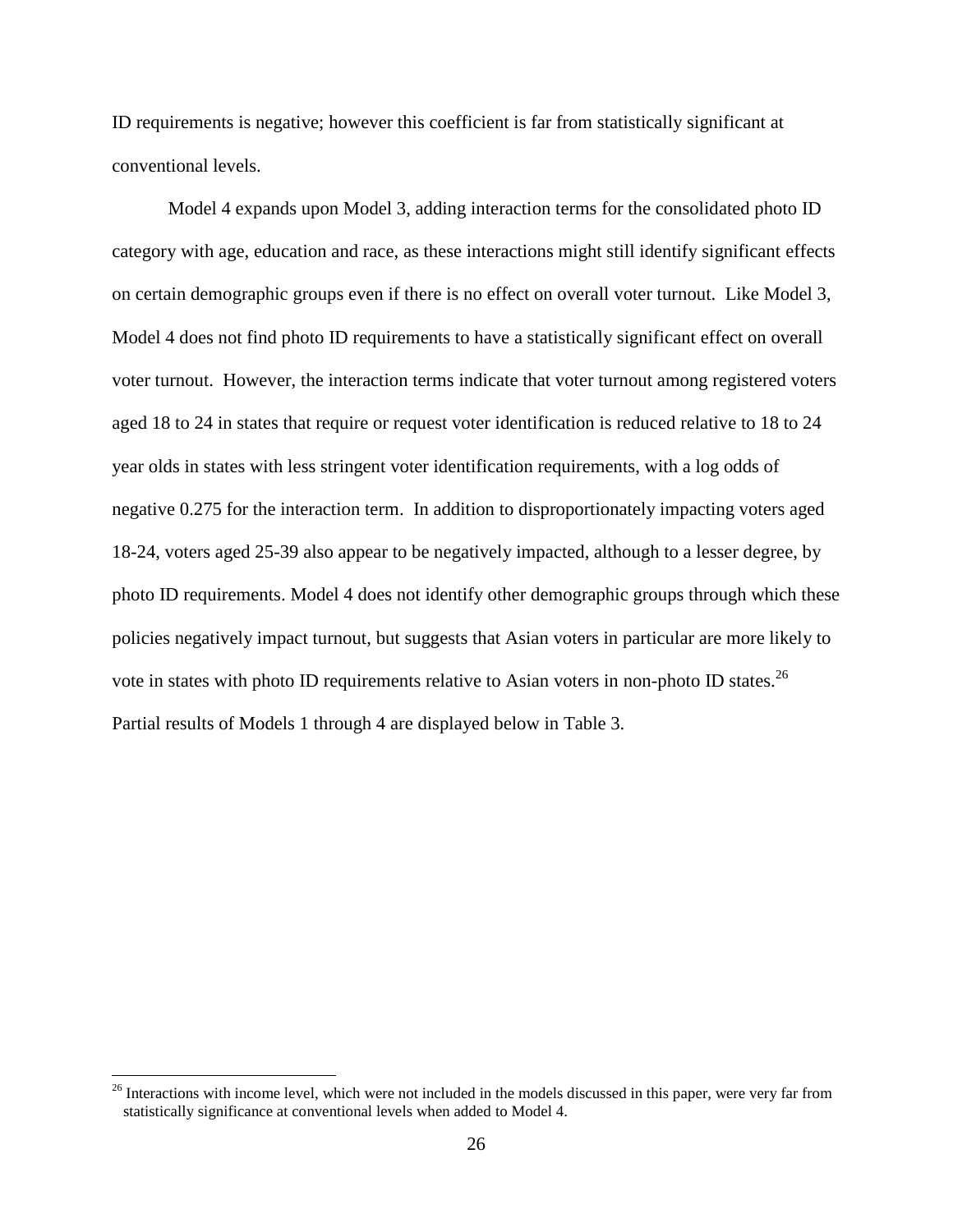ID requirements is negative; however this coefficient is far from statistically significant at conventional levels.

Model 4 expands upon Model 3, adding interaction terms for the consolidated photo ID category with age, education and race, as these interactions might still identify significant effects on certain demographic groups even if there is no effect on overall voter turnout. Like Model 3, Model 4 does not find photo ID requirements to have a statistically significant effect on overall voter turnout. However, the interaction terms indicate that voter turnout among registered voters aged 18 to 24 in states that require or request voter identification is reduced relative to 18 to 24 year olds in states with less stringent voter identification requirements, with a log odds of negative 0.275 for the interaction term. In addition to disproportionately impacting voters aged 18-24, voters aged 25-39 also appear to be negatively impacted, although to a lesser degree, by photo ID requirements. Model 4 does not identify other demographic groups through which these policies negatively impact turnout, but suggests that Asian voters in particular are more likely to vote in states with photo ID requirements relative to Asian voters in non-photo ID states.[26] Partial results of Models 1 through 4 are displayed below in Table 3.

[26] Interactions with income level, which were not included in the models discussed in this paper, were very far from statistically significance at conventional levels when added to Model 4.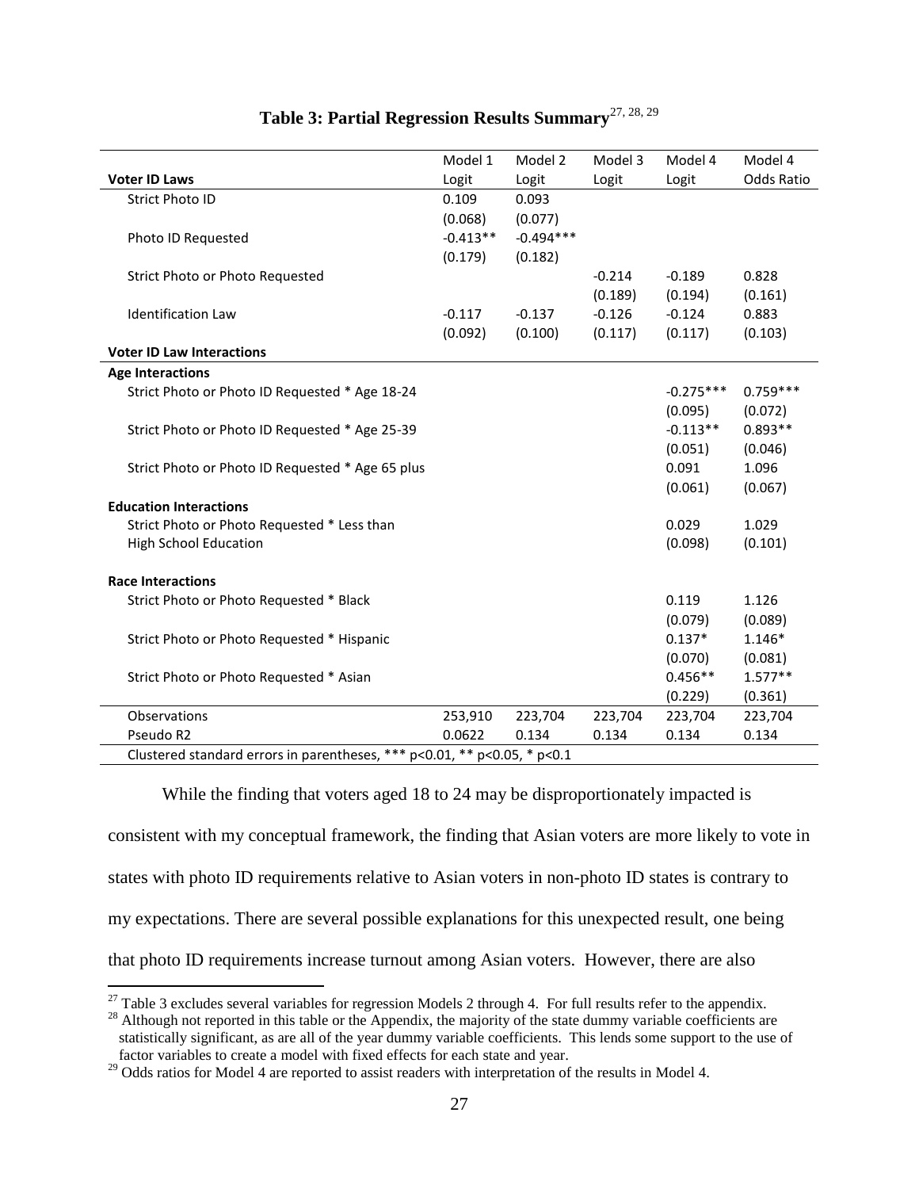**Table 3: Partial Regression Results Summary**[27, 28, 29]

| Voter ID Laws | Model 1 Logit | Model 2 Logit | Model 3 Logit | Model 4 Logit | Model 4 Odds Ratio |
|---|---|---|---|---|---|
| Strict Photo ID | 0.109 | 0.093 | | | |
| | (0.068) | (0.077) | | | |
| Photo ID Requested | -0.413** | -0.494*** | | | |
| | (0.179) | (0.182) | | | |
| Strict Photo or Photo Requested | | | -0.214 | -0.189 | 0.828 |
| | | | (0.189) | (0.194) | (0.161) |
| Identification Law | -0.117 | -0.137 | -0.126 | -0.124 | 0.883 |
| | (0.092) | (0.100) | (0.117) | (0.117) | (0.103) |
| **Voter ID Law Interactions** | | | | | |
| **Age Interactions** | | | | | |
| Strict Photo or Photo ID Requested * Age 18-24 | | | | -0.275*** | 0.759*** |
| | | | | (0.095) | (0.072) |
| Strict Photo or Photo ID Requested * Age 25-39 | | | | -0.113** | 0.893** |
| | | | | (0.051) | (0.046) |
| Strict Photo or Photo ID Requested * Age 65 plus | | | | 0.091 | 1.096 |
| | | | | (0.061) | (0.067) |
| **Education Interactions** | | | | | |
| Strict Photo or Photo Requested * Less than High School Education | | | | 0.029 | 1.029 |
| | | | | (0.098) | (0.101) |
| **Race Interactions** | | | | | |
| Strict Photo or Photo Requested * Black | | | | 0.119 | 1.126 |
| | | | | (0.079) | (0.089) |
| Strict Photo or Photo Requested * Hispanic | | | | 0.137* | 1.146* |
| | | | | (0.070) | (0.081) |
| Strict Photo or Photo Requested * Asian | | | | 0.456** | 1.577** |
| | | | | (0.229) | (0.361) |
| Observations | 253,910 | 223,704 | 223,704 | 223,704 | 223,704 |
| Pseudo R2 | 0.0622 | 0.134 | 0.134 | 0.134 | 0.134 |

Clustered standard errors in parentheses, *** p<0.01, ** p<0.05, * p<0.1

While the finding that voters aged 18 to 24 may be disproportionately impacted is consistent with my conceptual framework, the finding that Asian voters are more likely to vote in states with photo ID requirements relative to Asian voters in non-photo ID states is contrary to my expectations. There are several possible explanations for this unexpected result, one being that photo ID requirements increase turnout among Asian voters. However, there are also

[27] Table 3 excludes several variables for regression Models 2 through 4. For full results refer to the appendix.

[28] Although not reported in this table or the Appendix, the majority of the state dummy variable coefficients are statistically significant, as are all of the year dummy variable coefficients. This lends some support to the use of factor variables to create a model with fixed effects for each state and year.

[29] Odds ratios for Model 4 are reported to assist readers with interpretation of the results in Model 4.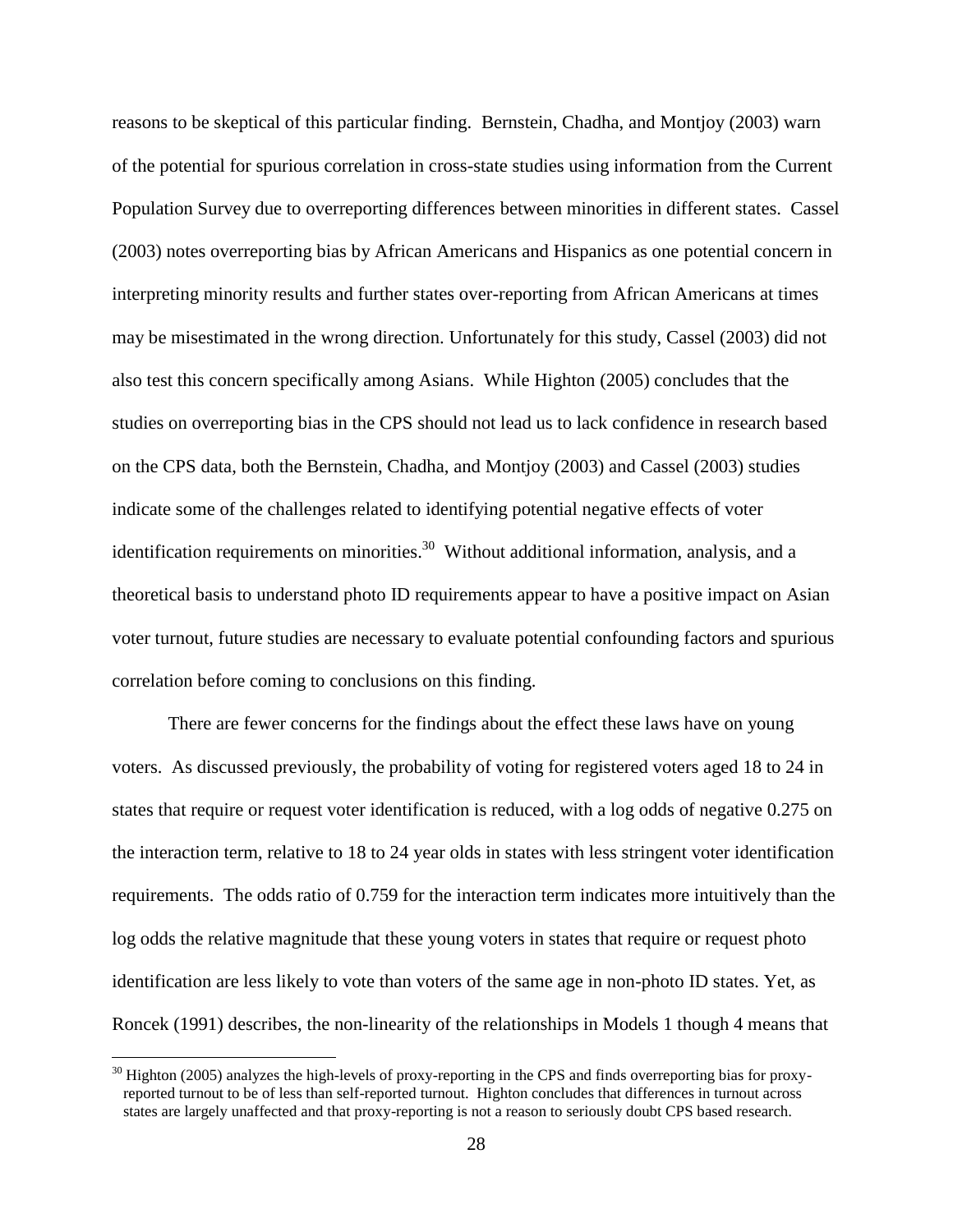reasons to be skeptical of this particular finding. Bernstein, Chadha, and Montjoy (2003) warn of the potential for spurious correlation in cross-state studies using information from the Current Population Survey due to overreporting differences between minorities in different states. Cassel (2003) notes overreporting bias by African Americans and Hispanics as one potential concern in interpreting minority results and further states over-reporting from African Americans at times may be misestimated in the wrong direction. Unfortunately for this study, Cassel (2003) did not also test this concern specifically among Asians. While Highton (2005) concludes that the studies on overreporting bias in the CPS should not lead us to lack confidence in research based on the CPS data, both the Bernstein, Chadha, and Montjoy (2003) and Cassel (2003) studies indicate some of the challenges related to identifying potential negative effects of voter identification requirements on minorities.[30] Without additional information, analysis, and a theoretical basis to understand photo ID requirements appear to have a positive impact on Asian voter turnout, future studies are necessary to evaluate potential confounding factors and spurious correlation before coming to conclusions on this finding.

There are fewer concerns for the findings about the effect these laws have on young voters. As discussed previously, the probability of voting for registered voters aged 18 to 24 in states that require or request voter identification is reduced, with a log odds of negative 0.275 on the interaction term, relative to 18 to 24 year olds in states with less stringent voter identification requirements. The odds ratio of 0.759 for the interaction term indicates more intuitively than the log odds the relative magnitude that these young voters in states that require or request photo identification are less likely to vote than voters of the same age in non-photo ID states. Yet, as Roncek (1991) describes, the non-linearity of the relationships in Models 1 though 4 means that

[30] Highton (2005) analyzes the high-levels of proxy-reporting in the CPS and finds overreporting bias for proxy-reported turnout to be of less than self-reported turnout. Highton concludes that differences in turnout across states are largely unaffected and that proxy-reporting is not a reason to seriously doubt CPS based research.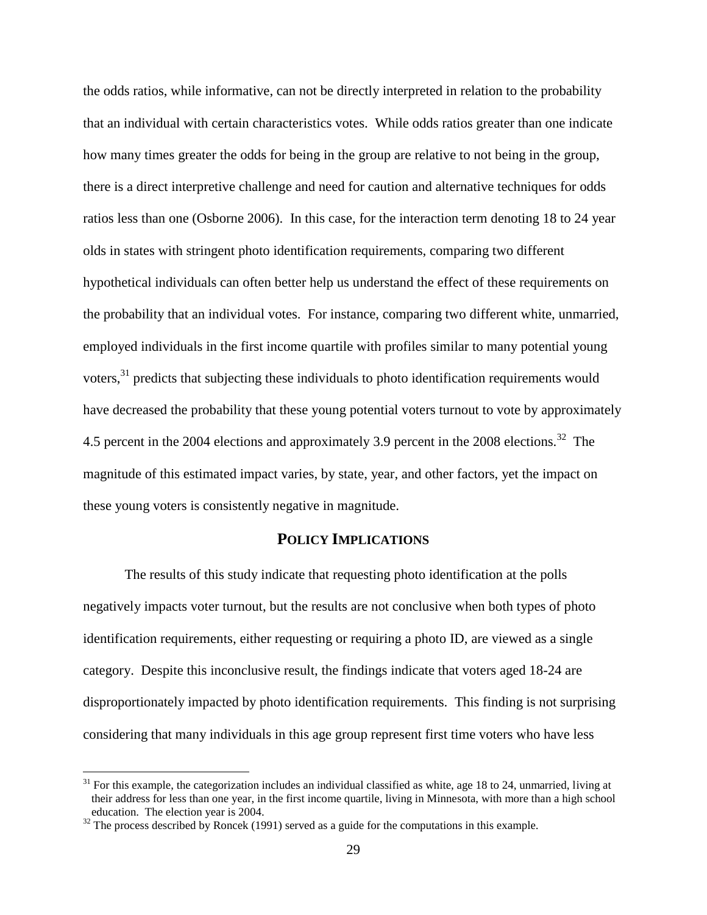the odds ratios, while informative, can not be directly interpreted in relation to the probability that an individual with certain characteristics votes. While odds ratios greater than one indicate how many times greater the odds for being in the group are relative to not being in the group, there is a direct interpretive challenge and need for caution and alternative techniques for odds ratios less than one (Osborne 2006). In this case, for the interaction term denoting 18 to 24 year olds in states with stringent photo identification requirements, comparing two different hypothetical individuals can often better help us understand the effect of these requirements on the probability that an individual votes. For instance, comparing two different white, unmarried, employed individuals in the first income quartile with profiles similar to many potential young voters,[31] predicts that subjecting these individuals to photo identification requirements would have decreased the probability that these young potential voters turnout to vote by approximately 4.5 percent in the 2004 elections and approximately 3.9 percent in the 2008 elections.[32] The magnitude of this estimated impact varies, by state, year, and other factors, yet the impact on these young voters is consistently negative in magnitude.

## POLICY IMPLICATIONS

The results of this study indicate that requesting photo identification at the polls negatively impacts voter turnout, but the results are not conclusive when both types of photo identification requirements, either requesting or requiring a photo ID, are viewed as a single category. Despite this inconclusive result, the findings indicate that voters aged 18-24 are disproportionately impacted by photo identification requirements. This finding is not surprising considering that many individuals in this age group represent first time voters who have less

---

[31] For this example, the categorization includes an individual classified as white, age 18 to 24, unmarried, living at their address for less than one year, in the first income quartile, living in Minnesota, with more than a high school education. The election year is 2004.

[32] The process described by Roncek (1991) served as a guide for the computations in this example.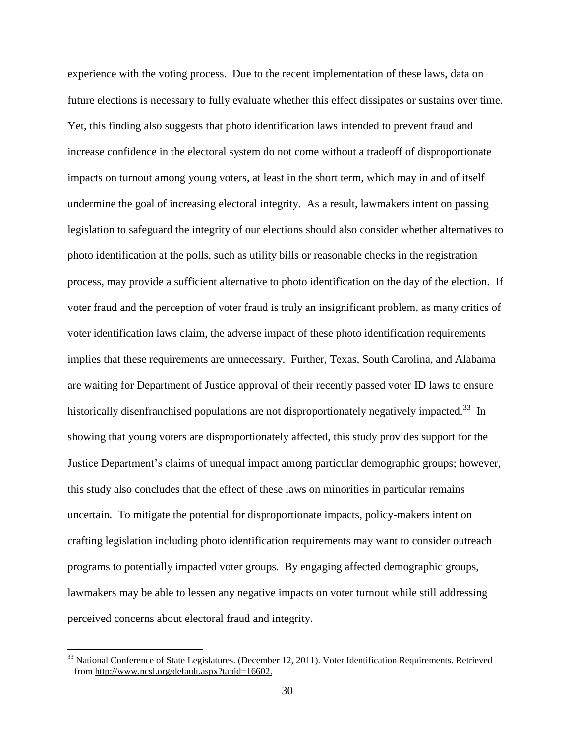experience with the voting process. Due to the recent implementation of these laws, data on future elections is necessary to fully evaluate whether this effect dissipates or sustains over time. Yet, this finding also suggests that photo identification laws intended to prevent fraud and increase confidence in the electoral system do not come without a tradeoff of disproportionate impacts on turnout among young voters, at least in the short term, which may in and of itself undermine the goal of increasing electoral integrity. As a result, lawmakers intent on passing legislation to safeguard the integrity of our elections should also consider whether alternatives to photo identification at the polls, such as utility bills or reasonable checks in the registration process, may provide a sufficient alternative to photo identification on the day of the election. If voter fraud and the perception of voter fraud is truly an insignificant problem, as many critics of voter identification laws claim, the adverse impact of these photo identification requirements implies that these requirements are unnecessary. Further, Texas, South Carolina, and Alabama are waiting for Department of Justice approval of their recently passed voter ID laws to ensure historically disenfranchised populations are not disproportionately negatively impacted.[33] In showing that young voters are disproportionately affected, this study provides support for the Justice Department's claims of unequal impact among particular demographic groups; however, this study also concludes that the effect of these laws on minorities in particular remains uncertain. To mitigate the potential for disproportionate impacts, policy-makers intent on crafting legislation including photo identification requirements may want to consider outreach programs to potentially impacted voter groups. By engaging affected demographic groups, lawmakers may be able to lessen any negative impacts on voter turnout while still addressing perceived concerns about electoral fraud and integrity.

---

[33] National Conference of State Legislatures. (December 12, 2011). Voter Identification Requirements. Retrieved from http://www.ncsl.org/default.aspx?tabid=16602.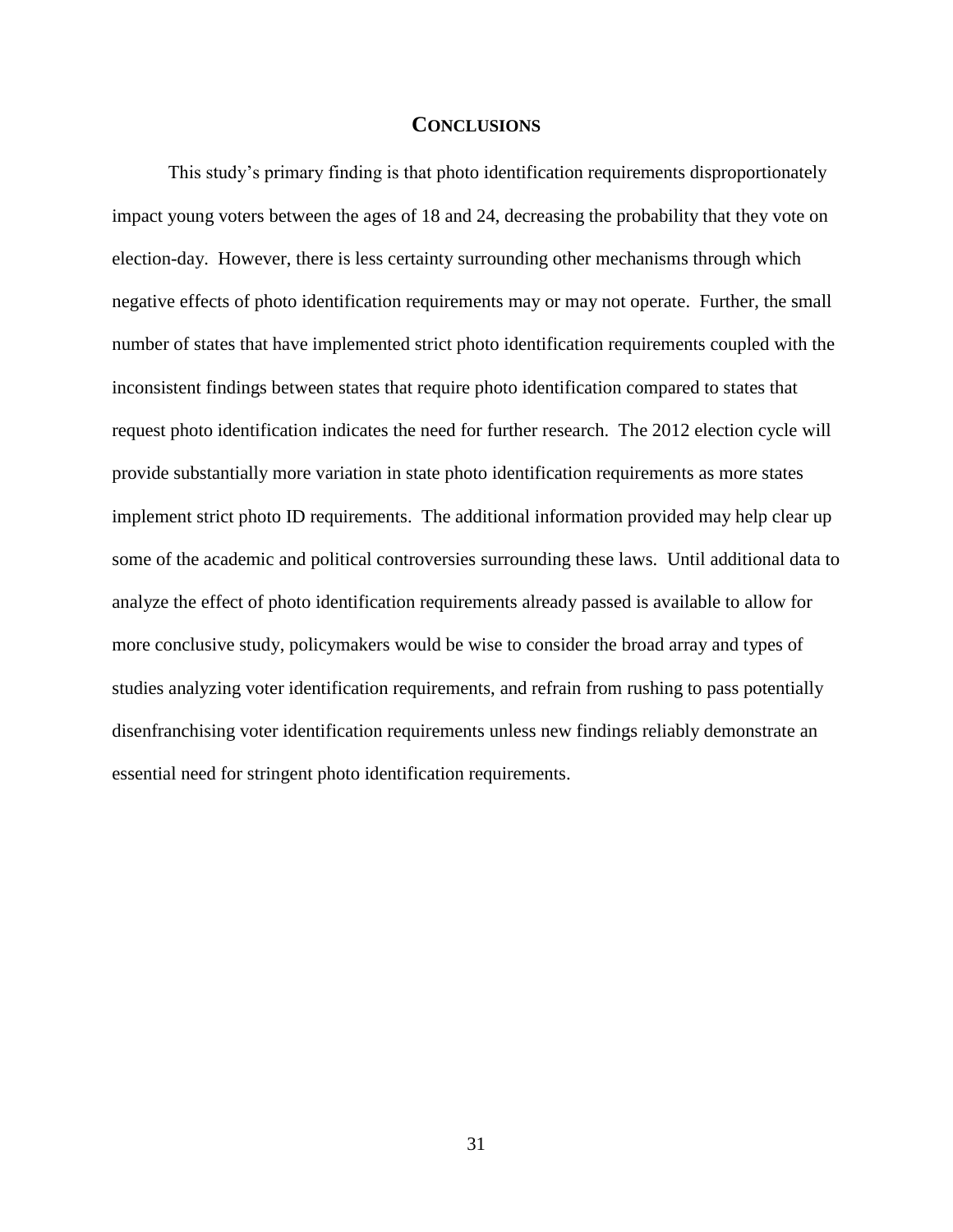# CONCLUSIONS

This study's primary finding is that photo identification requirements disproportionately impact young voters between the ages of 18 and 24, decreasing the probability that they vote on election-day. However, there is less certainty surrounding other mechanisms through which negative effects of photo identification requirements may or may not operate. Further, the small number of states that have implemented strict photo identification requirements coupled with the inconsistent findings between states that require photo identification compared to states that request photo identification indicates the need for further research. The 2012 election cycle will provide substantially more variation in state photo identification requirements as more states implement strict photo ID requirements. The additional information provided may help clear up some of the academic and political controversies surrounding these laws. Until additional data to analyze the effect of photo identification requirements already passed is available to allow for more conclusive study, policymakers would be wise to consider the broad array and types of studies analyzing voter identification requirements, and refrain from rushing to pass potentially disenfranchising voter identification requirements unless new findings reliably demonstrate an essential need for stringent photo identification requirements.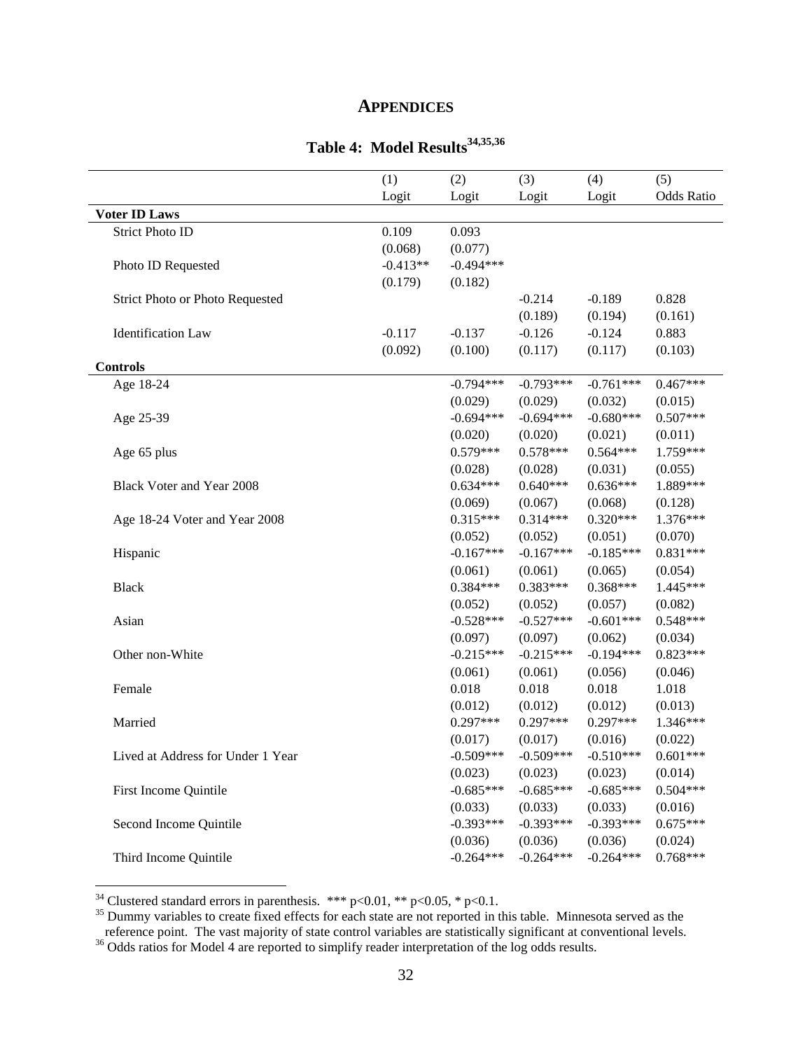# APPENDICES

## Table 4: Model Results[34,35,36]

| | (1) Logit | (2) Logit | (3) Logit | (4) Logit | (5) Odds Ratio |
|---|---|---|---|---|---|
| **Voter ID Laws** | | | | | |
| Strict Photo ID | 0.109 | 0.093 | | | |
| | (0.068) | (0.077) | | | |
| Photo ID Requested | -0.413** | -0.494*** | | | |
| | (0.179) | (0.182) | | | |
| Strict Photo or Photo Requested | | | -0.214 | -0.189 | 0.828 |
| | | | (0.189) | (0.194) | (0.161) |
| Identification Law | -0.117 | -0.137 | -0.126 | -0.124 | 0.883 |
| | (0.092) | (0.100) | (0.117) | (0.117) | (0.103) |
| **Controls** | | | | | |
| Age 18-24 | | -0.794*** | -0.793*** | -0.761*** | 0.467*** |
| | | (0.029) | (0.029) | (0.032) | (0.015) |
| Age 25-39 | | -0.694*** | -0.694*** | -0.680*** | 0.507*** |
| | | (0.020) | (0.020) | (0.021) | (0.011) |
| Age 65 plus | | 0.579*** | 0.578*** | 0.564*** | 1.759*** |
| | | (0.028) | (0.028) | (0.031) | (0.055) |
| Black Voter and Year 2008 | | 0.634*** | 0.640*** | 0.636*** | 1.889*** |
| | | (0.069) | (0.067) | (0.068) | (0.128) |
| Age 18-24 Voter and Year 2008 | | 0.315*** | 0.314*** | 0.320*** | 1.376*** |
| | | (0.052) | (0.052) | (0.051) | (0.070) |
| Hispanic | | -0.167*** | -0.167*** | -0.185*** | 0.831*** |
| | | (0.061) | (0.061) | (0.065) | (0.054) |
| Black | | 0.384*** | 0.383*** | 0.368*** | 1.445*** |
| | | (0.052) | (0.052) | (0.057) | (0.082) |
| Asian | | -0.528*** | -0.527*** | -0.601*** | 0.548*** |
| | | (0.097) | (0.097) | (0.062) | (0.034) |
| Other non-White | | -0.215*** | -0.215*** | -0.194*** | 0.823*** |
| | | (0.061) | (0.061) | (0.056) | (0.046) |
| Female | | 0.018 | 0.018 | 0.018 | 1.018 |
| | | (0.012) | (0.012) | (0.012) | (0.013) |
| Married | | 0.297*** | 0.297*** | 0.297*** | 1.346*** |
| | | (0.017) | (0.017) | (0.016) | (0.022) |
| Lived at Address for Under 1 Year | | -0.509*** | -0.509*** | -0.510*** | 0.601*** |
| | | (0.023) | (0.023) | (0.023) | (0.014) |
| First Income Quintile | | -0.685*** | -0.685*** | -0.685*** | 0.504*** |
| | | (0.033) | (0.033) | (0.033) | (0.016) |
| Second Income Quintile | | -0.393*** | -0.393*** | -0.393*** | 0.675*** |
| | | (0.036) | (0.036) | (0.036) | (0.024) |
| Third Income Quintile | | -0.264*** | -0.264*** | -0.264*** | 0.768*** |

[34] Clustered standard errors in parenthesis. *** p<0.01, ** p<0.05, * p<0.1.

[35] Dummy variables to create fixed effects for each state are not reported in this table. Minnesota served as the reference point. The vast majority of state control variables are statistically significant at conventional levels.

[36] Odds ratios for Model 4 are reported to simplify reader interpretation of the log odds results.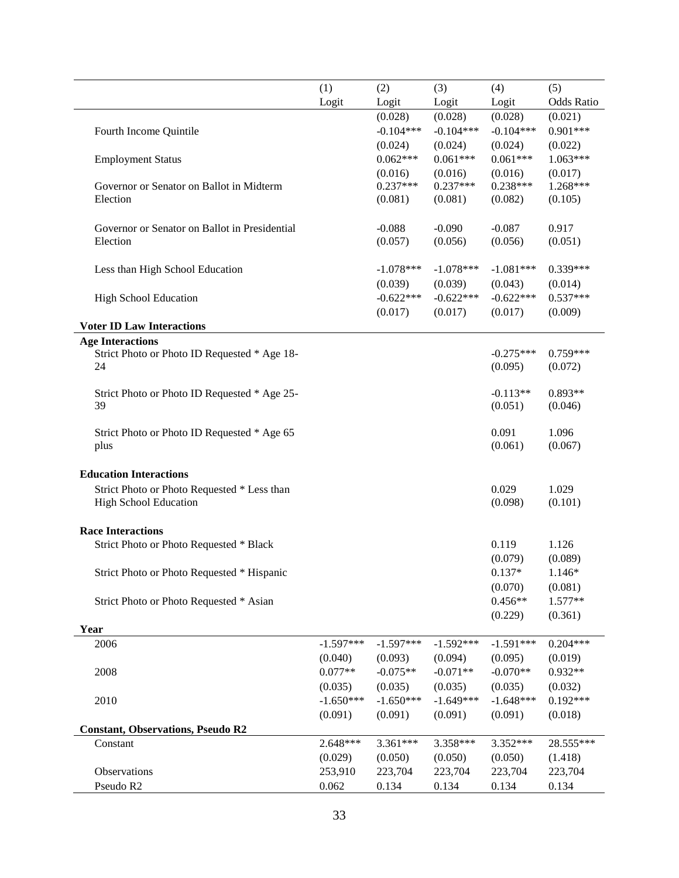| | (1) Logit | (2) Logit | (3) Logit | (4) Logit | (5) Odds Ratio |
|---|---|---|---|---|---|
| | | (0.028) | (0.028) | (0.028) | (0.021) |
| Fourth Income Quintile | | -0.104*** | -0.104*** | -0.104*** | 0.901*** |
| | | (0.024) | (0.024) | (0.024) | (0.022) |
| Employment Status | | 0.062*** | 0.061*** | 0.061*** | 1.063*** |
| | | (0.016) | (0.016) | (0.016) | (0.017) |
| Governor or Senator on Ballot in Midterm Election | | 0.237*** | 0.237*** | 0.238*** | 1.268*** |
| | | (0.081) | (0.081) | (0.082) | (0.105) |
| Governor or Senator on Ballot in Presidential Election | | -0.088 | -0.090 | -0.087 | 0.917 |
| | | (0.057) | (0.056) | (0.056) | (0.051) |
| Less than High School Education | | -1.078*** | -1.078*** | -1.081*** | 0.339*** |
| | | (0.039) | (0.039) | (0.043) | (0.014) |
| High School Education | | -0.622*** | -0.622*** | -0.622*** | 0.537*** |
| | | (0.017) | (0.017) | (0.017) | (0.009) |
| **Voter ID Law Interactions** | | | | | |
| **Age Interactions** | | | | | |
| Strict Photo or Photo ID Requested * Age 18-24 | | | | -0.275*** | 0.759*** |
| | | | | (0.095) | (0.072) |
| Strict Photo or Photo ID Requested * Age 25-39 | | | | -0.113** | 0.893** |
| | | | | (0.051) | (0.046) |
| Strict Photo or Photo ID Requested * Age 65 plus | | | | 0.091 | 1.096 |
| | | | | (0.061) | (0.067) |
| **Education Interactions** | | | | | |
| Strict Photo or Photo Requested * Less than High School Education | | | | 0.029 | 1.029 |
| | | | | (0.098) | (0.101) |
| **Race Interactions** | | | | | |
| Strict Photo or Photo Requested * Black | | | | 0.119 | 1.126 |
| | | | | (0.079) | (0.089) |
| Strict Photo or Photo Requested * Hispanic | | | | 0.137* | 1.146* |
| | | | | (0.070) | (0.081) |
| Strict Photo or Photo Requested * Asian | | | | 0.456** | 1.577** |
| | | | | (0.229) | (0.361) |
| **Year** | | | | | |
| 2006 | -1.597*** | -1.597*** | -1.592*** | -1.591*** | 0.204*** |
| | (0.040) | (0.093) | (0.094) | (0.095) | (0.019) |
| 2008 | 0.077** | -0.075** | -0.071** | -0.070** | 0.932** |
| | (0.035) | (0.035) | (0.035) | (0.035) | (0.032) |
| 2010 | -1.650*** | -1.650*** | -1.649*** | -1.648*** | 0.192*** |
| | (0.091) | (0.091) | (0.091) | (0.091) | (0.018) |
| **Constant, Observations, Pseudo R2** | | | | | |
| Constant | 2.648*** | 3.361*** | 3.358*** | 3.352*** | 28.555*** |
| | (0.029) | (0.050) | (0.050) | (0.050) | (1.418) |
| Observations | 253,910 | 223,704 | 223,704 | 223,704 | 223,704 |
| Pseudo R2 | 0.062 | 0.134 | 0.134 | 0.134 | 0.134 |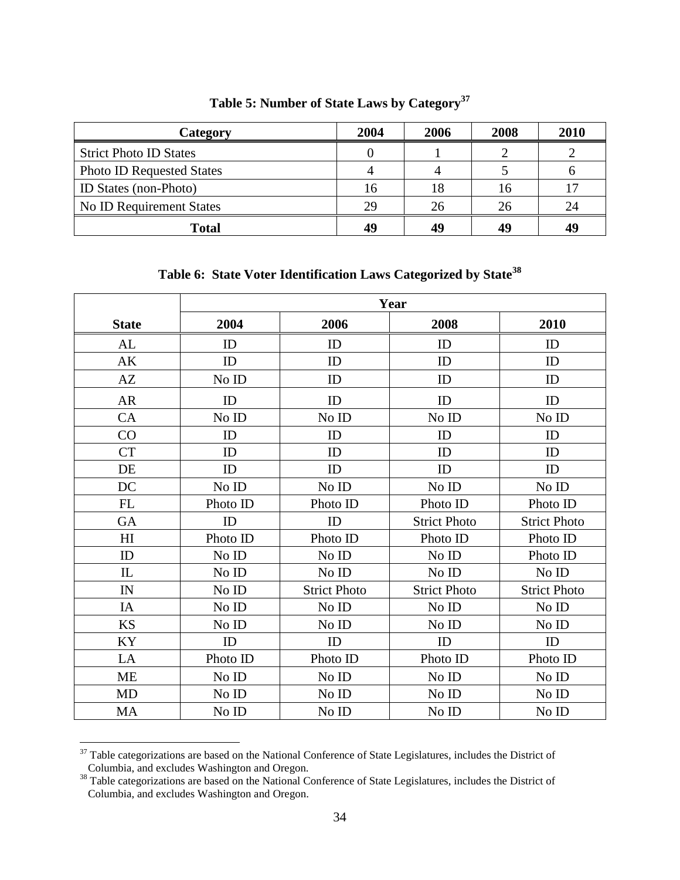**Table 5: Number of State Laws by Category**[37]

| Category | 2004 | 2006 | 2008 | 2010 |
|---|---|---|---|---|
| Strict Photo ID States | 0 | 1 | 2 | 2 |
| Photo ID Requested States | 4 | 4 | 5 | 6 |
| ID States (non-Photo) | 16 | 18 | 16 | 17 |
| No ID Requirement States | 29 | 26 | 26 | 24 |
| **Total** | **49** | **49** | **49** | **49** |

**Table 6: State Voter Identification Laws Categorized by State**[38]

| | **Year** | | | |
|---|---|---|---|---|
| **State** | **2004** | **2006** | **2008** | **2010** |
| AL | ID | ID | ID | ID |
| AK | ID | ID | ID | ID |
| AZ | No ID | ID | ID | ID |
| AR | ID | ID | ID | ID |
| CA | No ID | No ID | No ID | No ID |
| CO | ID | ID | ID | ID |
| CT | ID | ID | ID | ID |
| DE | ID | ID | ID | ID |
| DC | No ID | No ID | No ID | No ID |
| FL | Photo ID | Photo ID | Photo ID | Photo ID |
| GA | ID | ID | Strict Photo | Strict Photo |
| HI | Photo ID | Photo ID | Photo ID | Photo ID |
| ID | No ID | No ID | No ID | Photo ID |
| IL | No ID | No ID | No ID | No ID |
| IN | No ID | Strict Photo | Strict Photo | Strict Photo |
| IA | No ID | No ID | No ID | No ID |
| KS | No ID | No ID | No ID | No ID |
| KY | ID | ID | ID | ID |
| LA | Photo ID | Photo ID | Photo ID | Photo ID |
| ME | No ID | No ID | No ID | No ID |
| MD | No ID | No ID | No ID | No ID |
| MA | No ID | No ID | No ID | No ID |

[37] Table categorizations are based on the National Conference of State Legislatures, includes the District of Columbia, and excludes Washington and Oregon.

[38] Table categorizations are based on the National Conference of State Legislatures, includes the District of Columbia, and excludes Washington and Oregon.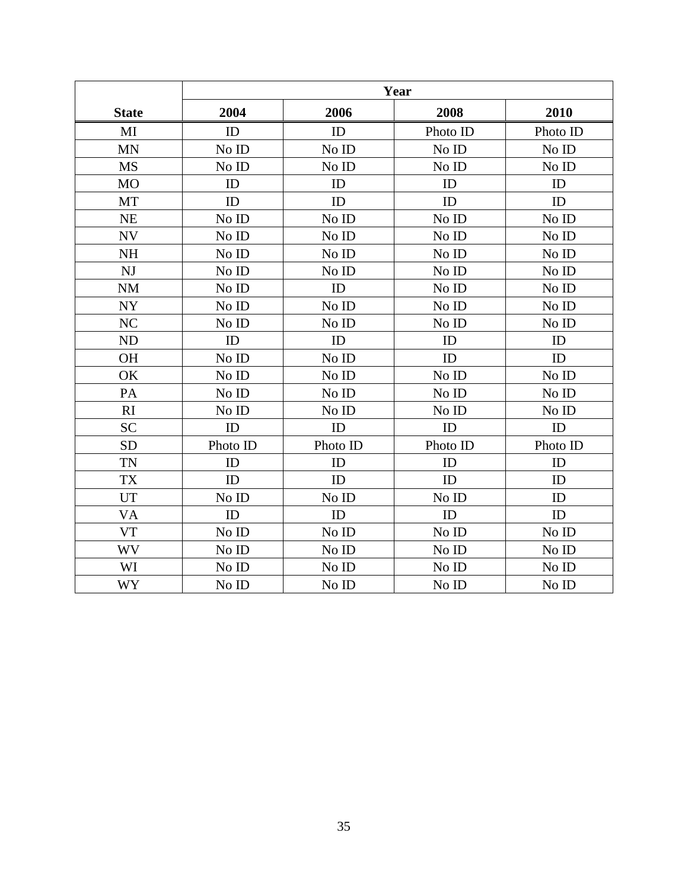| State | Year | | | |
|---|---|---|---|---|
| | 2004 | 2006 | 2008 | 2010 |
| MI | ID | ID | Photo ID | Photo ID |
| MN | No ID | No ID | No ID | No ID |
| MS | No ID | No ID | No ID | No ID |
| MO | ID | ID | ID | ID |
| MT | ID | ID | ID | ID |
| NE | No ID | No ID | No ID | No ID |
| NV | No ID | No ID | No ID | No ID |
| NH | No ID | No ID | No ID | No ID |
| NJ | No ID | No ID | No ID | No ID |
| NM | No ID | ID | No ID | No ID |
| NY | No ID | No ID | No ID | No ID |
| NC | No ID | No ID | No ID | No ID |
| ND | ID | ID | ID | ID |
| OH | No ID | No ID | ID | ID |
| OK | No ID | No ID | No ID | No ID |
| PA | No ID | No ID | No ID | No ID |
| RI | No ID | No ID | No ID | No ID |
| SC | ID | ID | ID | ID |
| SD | Photo ID | Photo ID | Photo ID | Photo ID |
| TN | ID | ID | ID | ID |
| TX | ID | ID | ID | ID |
| UT | No ID | No ID | No ID | ID |
| VA | ID | ID | ID | ID |
| VT | No ID | No ID | No ID | No ID |
| WV | No ID | No ID | No ID | No ID |
| WI | No ID | No ID | No ID | No ID |
| WY | No ID | No ID | No ID | No ID |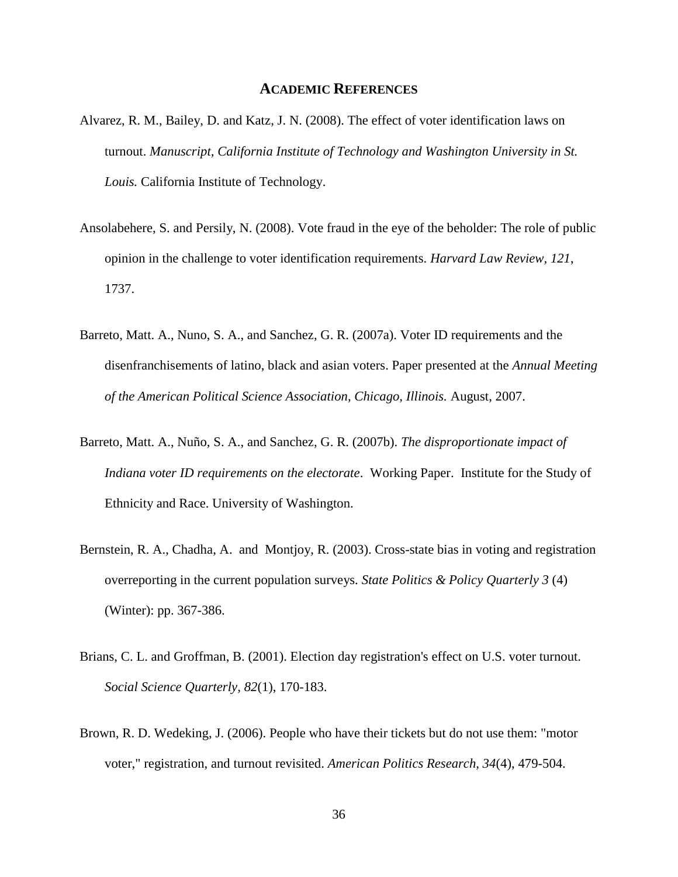## ACADEMIC REFERENCES

Alvarez, R. M., Bailey, D. and Katz, J. N. (2008). The effect of voter identification laws on turnout. *Manuscript, California Institute of Technology and Washington University in St. Louis.* California Institute of Technology.

Ansolabehere, S. and Persily, N. (2008). Vote fraud in the eye of the beholder: The role of public opinion in the challenge to voter identification requirements. *Harvard Law Review, 121*, 1737.

Barreto, Matt. A., Nuno, S. A., and Sanchez, G. R. (2007a). Voter ID requirements and the disenfranchisements of latino, black and asian voters. Paper presented at the *Annual Meeting of the American Political Science Association, Chicago, Illinois.* August, 2007.

Barreto, Matt. A., Nuño, S. A., and Sanchez, G. R. (2007b). *The disproportionate impact of Indiana voter ID requirements on the electorate*. Working Paper. Institute for the Study of Ethnicity and Race. University of Washington.

Bernstein, R. A., Chadha, A. and Montjoy, R. (2003). Cross-state bias in voting and registration overreporting in the current population surveys. *State Politics & Policy Quarterly 3* (4) (Winter): pp. 367-386.

Brians, C. L. and Groffman, B. (2001). Election day registration's effect on U.S. voter turnout. *Social Science Quarterly, 82*(1), 170-183.

Brown, R. D. Wedeking, J. (2006). People who have their tickets but do not use them: "motor voter," registration, and turnout revisited. *American Politics Research, 34*(4), 479-504.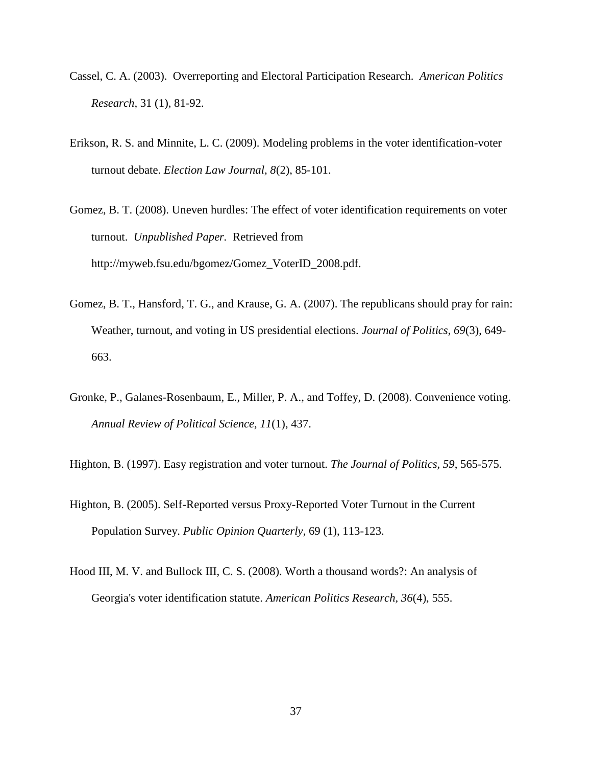Cassel, C. A. (2003). Overreporting and Electoral Participation Research. *American Politics Research*, 31 (1), 81-92.

Erikson, R. S. and Minnite, L. C. (2009). Modeling problems in the voter identification-voter turnout debate. *Election Law Journal*, *8*(2), 85-101.

Gomez, B. T. (2008). Uneven hurdles: The effect of voter identification requirements on voter turnout. *Unpublished Paper.* Retrieved from http://myweb.fsu.edu/bgomez/Gomez_VoterID_2008.pdf.

Gomez, B. T., Hansford, T. G., and Krause, G. A. (2007). The republicans should pray for rain: Weather, turnout, and voting in US presidential elections. *Journal of Politics, 69*(3), 649-663.

Gronke, P., Galanes-Rosenbaum, E., Miller, P. A., and Toffey, D. (2008). Convenience voting. *Annual Review of Political Science, 11*(1), 437.

Highton, B. (1997). Easy registration and voter turnout. *The Journal of Politics*, *59*, 565-575.

Highton, B. (2005). Self-Reported versus Proxy-Reported Voter Turnout in the Current Population Survey. *Public Opinion Quarterly*, 69 (1), 113-123.

Hood III, M. V. and Bullock III, C. S. (2008). Worth a thousand words?: An analysis of Georgia's voter identification statute. *American Politics Research, 36*(4), 555.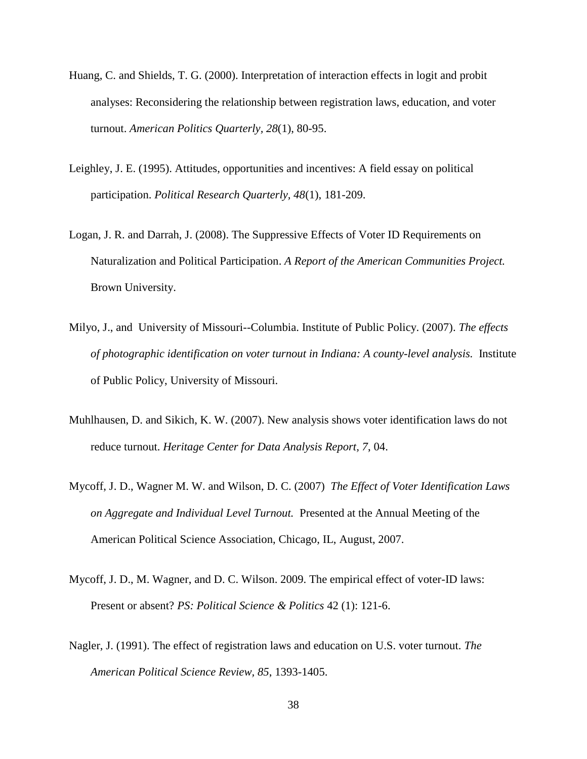Huang, C. and Shields, T. G. (2000). Interpretation of interaction effects in logit and probit analyses: Reconsidering the relationship between registration laws, education, and voter turnout. *American Politics Quarterly, 28*(1), 80-95.

Leighley, J. E. (1995). Attitudes, opportunities and incentives: A field essay on political participation. *Political Research Quarterly, 48*(1), 181-209.

Logan, J. R. and Darrah, J. (2008). The Suppressive Effects of Voter ID Requirements on Naturalization and Political Participation. *A Report of the American Communities Project.* Brown University.

Milyo, J., and University of Missouri--Columbia. Institute of Public Policy. (2007). *The effects of photographic identification on voter turnout in Indiana: A county-level analysis.* Institute of Public Policy, University of Missouri.

Muhlhausen, D. and Sikich, K. W. (2007). New analysis shows voter identification laws do not reduce turnout. *Heritage Center for Data Analysis Report, 7*, 04.

Mycoff, J. D., Wagner M. W. and Wilson, D. C. (2007) *The Effect of Voter Identification Laws on Aggregate and Individual Level Turnout.* Presented at the Annual Meeting of the American Political Science Association, Chicago, IL, August, 2007.

Mycoff, J. D., M. Wagner, and D. C. Wilson. 2009. The empirical effect of voter-ID laws: Present or absent? *PS: Political Science & Politics* 42 (1): 121-6.

Nagler, J. (1991). The effect of registration laws and education on U.S. voter turnout. *The American Political Science Review, 85*, 1393-1405.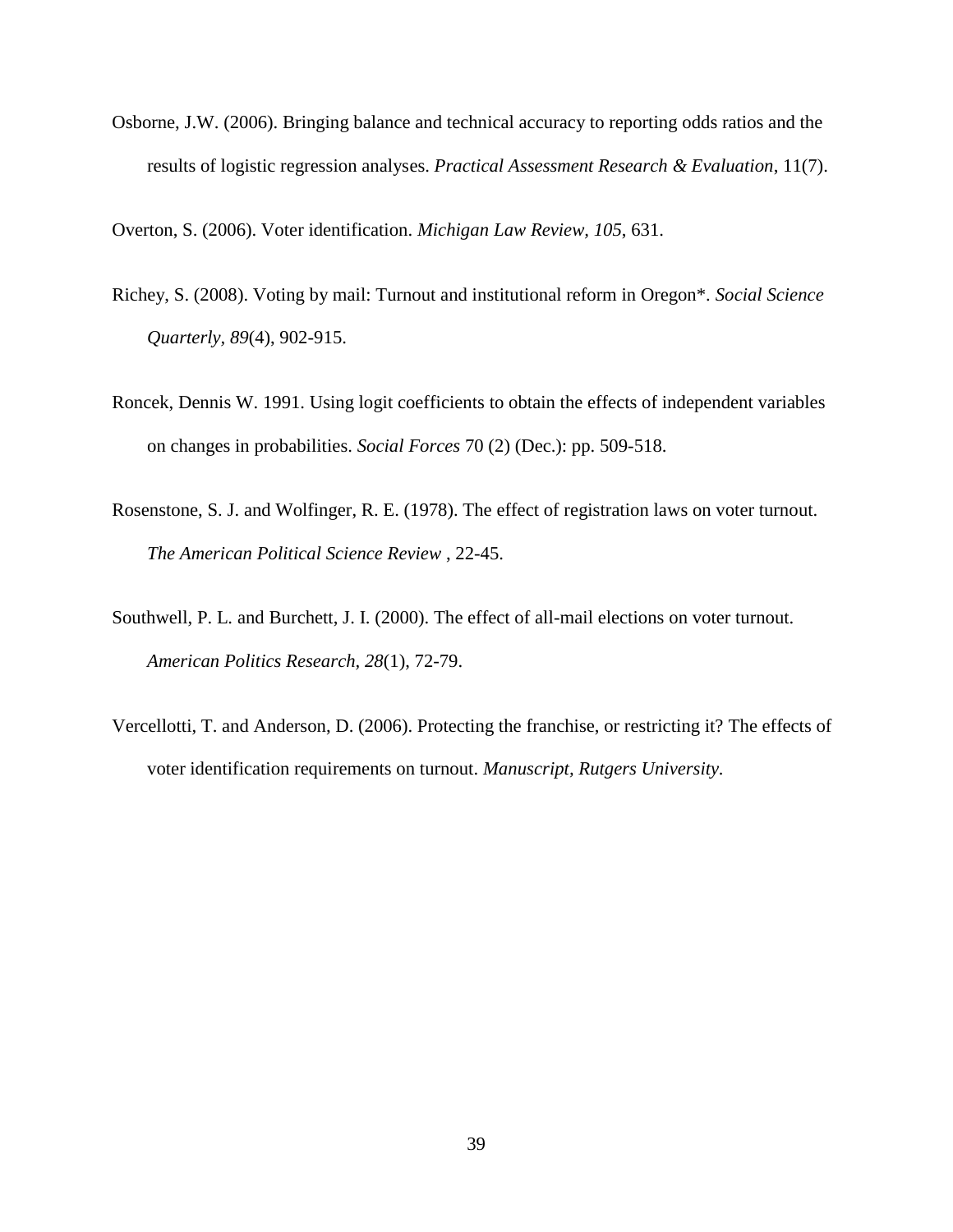Osborne, J.W. (2006). Bringing balance and technical accuracy to reporting odds ratios and the results of logistic regression analyses. *Practical Assessment Research & Evaluation*, 11(7).

Overton, S. (2006). Voter identification. *Michigan Law Review, 105*, 631.

Richey, S. (2008). Voting by mail: Turnout and institutional reform in Oregon*. *Social Science Quarterly, 89*(4), 902-915.

Roncek, Dennis W. 1991. Using logit coefficients to obtain the effects of independent variables on changes in probabilities. *Social Forces* 70 (2) (Dec.): pp. 509-518.

Rosenstone, S. J. and Wolfinger, R. E. (1978). The effect of registration laws on voter turnout. *The American Political Science Review* , 22-45.

Southwell, P. L. and Burchett, J. I. (2000). The effect of all-mail elections on voter turnout. *American Politics Research, 28*(1), 72-79.

Vercellotti, T. and Anderson, D. (2006). Protecting the franchise, or restricting it? The effects of voter identification requirements on turnout. *Manuscript, Rutgers University*.